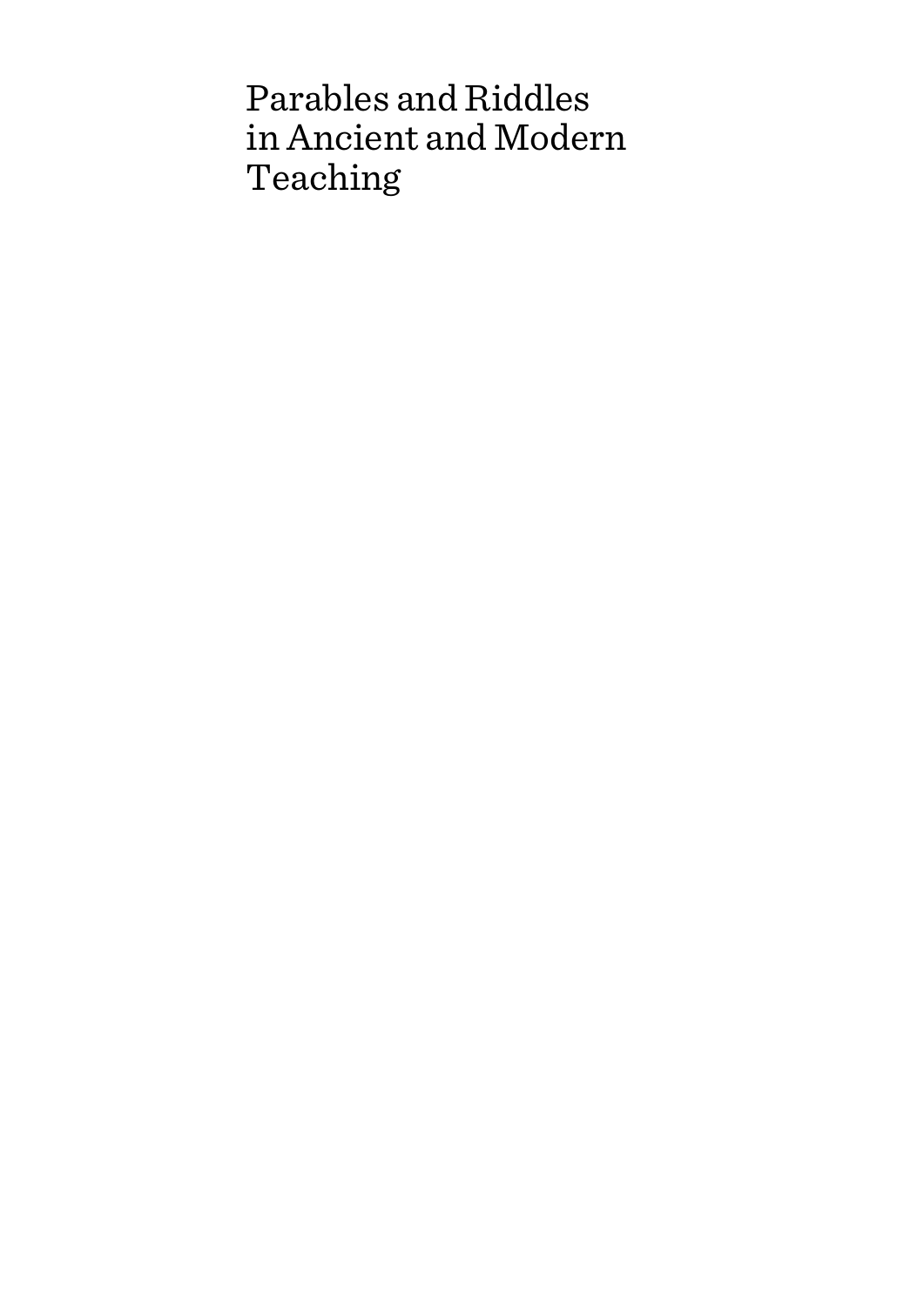# Parables and Riddles in Ancient and Modern Teaching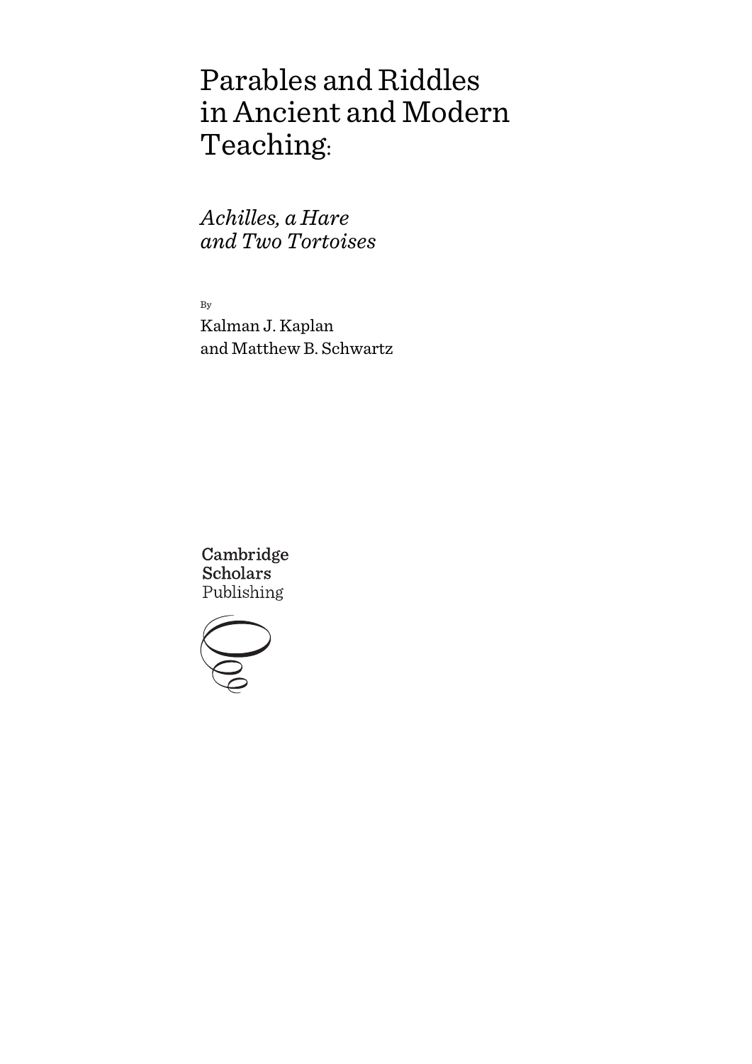# Parables and Riddles in Ancient and Modern Teaching:

## *Achilles, a Hare and Two Tortoises*

By

Kalman J. Kaplan and Matthew B. Schwartz

Cambridge Scholars Publishing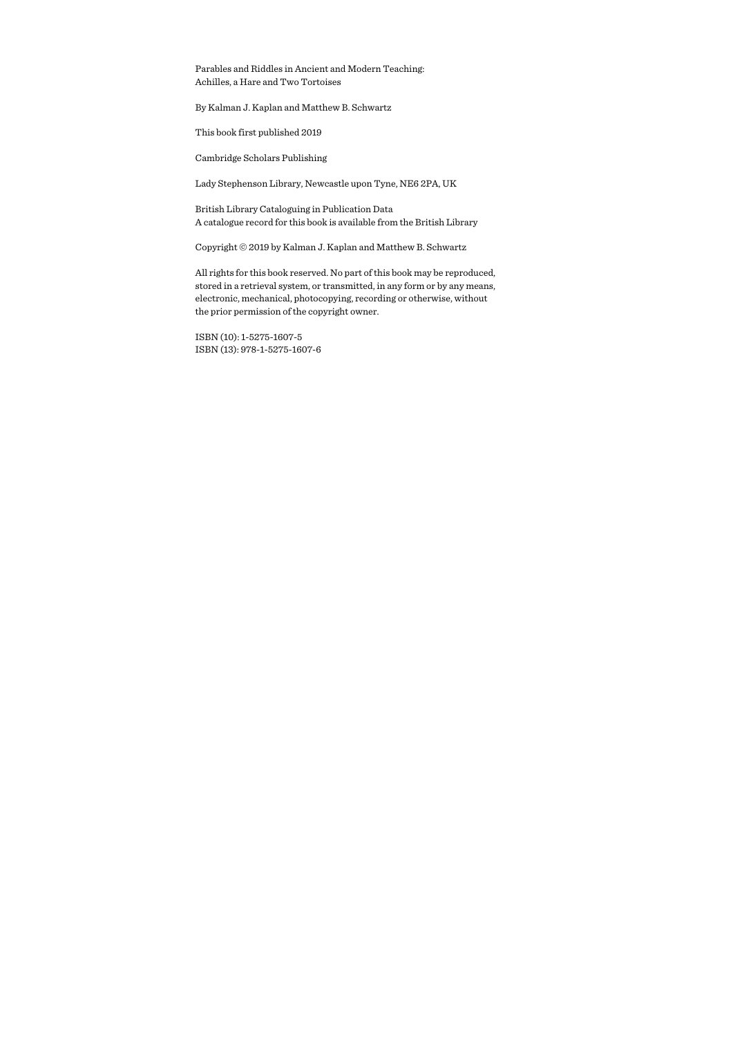Parables and Riddles in Ancient and Modern Teaching:
Achilles, a Hare and Two Tortoises

By Kalman J. Kaplan and Matthew B. Schwartz

This book first published 2019

Cambridge Scholars Publishing

Lady Stephenson Library, Newcastle upon Tyne, NE6 2PA, UK

British Library Cataloguing in Publication Data
A catalogue record for this book is available from the British Library

Copyright © 2019 by Kalman J. Kaplan and Matthew B. Schwartz

All rights for this book reserved. No part of this book may be reproduced, stored in a retrieval system, or transmitted, in any form or by any means, electronic, mechanical, photocopying, recording or otherwise, without the prior permission of the copyright owner.

ISBN (10): 1-5275-1607-5
ISBN (13): 978-1-5275-1607-6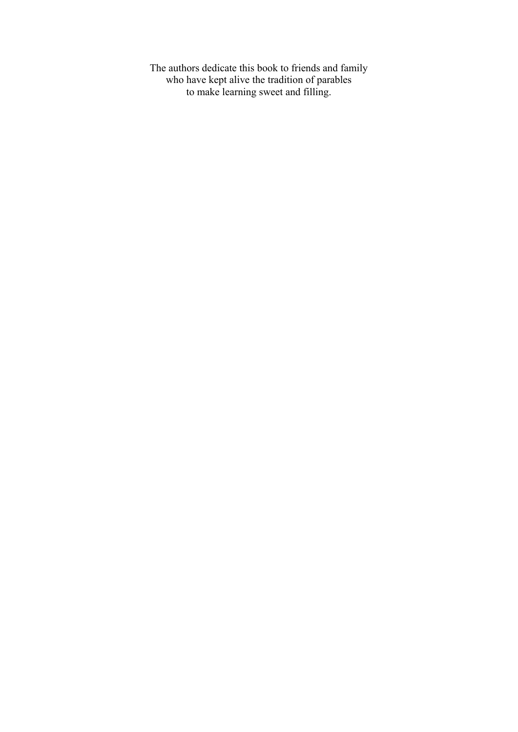The authors dedicate this book to friends and family
who have kept alive the tradition of parables
to make learning sweet and filling.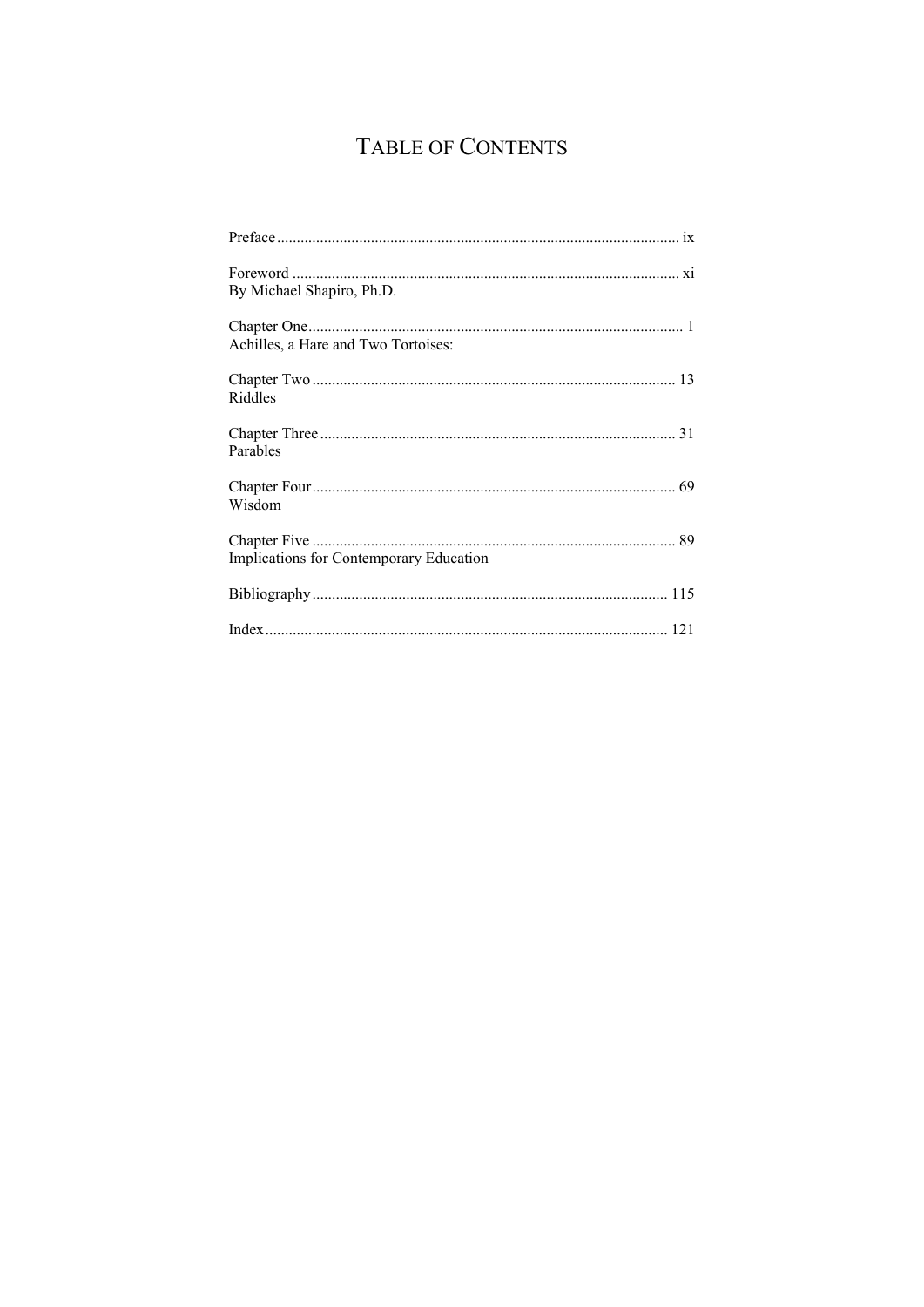# TABLE OF CONTENTS

Preface ........................................................................................................ ix

Foreword ..................................................................................................... xi
By Michael Shapiro, Ph.D.

Chapter One.................................................................................................. 1
Achilles, a Hare and Two Tortoises:

Chapter Two ................................................................................................ 13
Riddles

Chapter Three .............................................................................................. 31
Parables

Chapter Four................................................................................................ 69
Wisdom

Chapter Five ................................................................................................ 89
Implications for Contemporary Education

Bibliography.............................................................................................. 115

Index.......................................................................................................... 121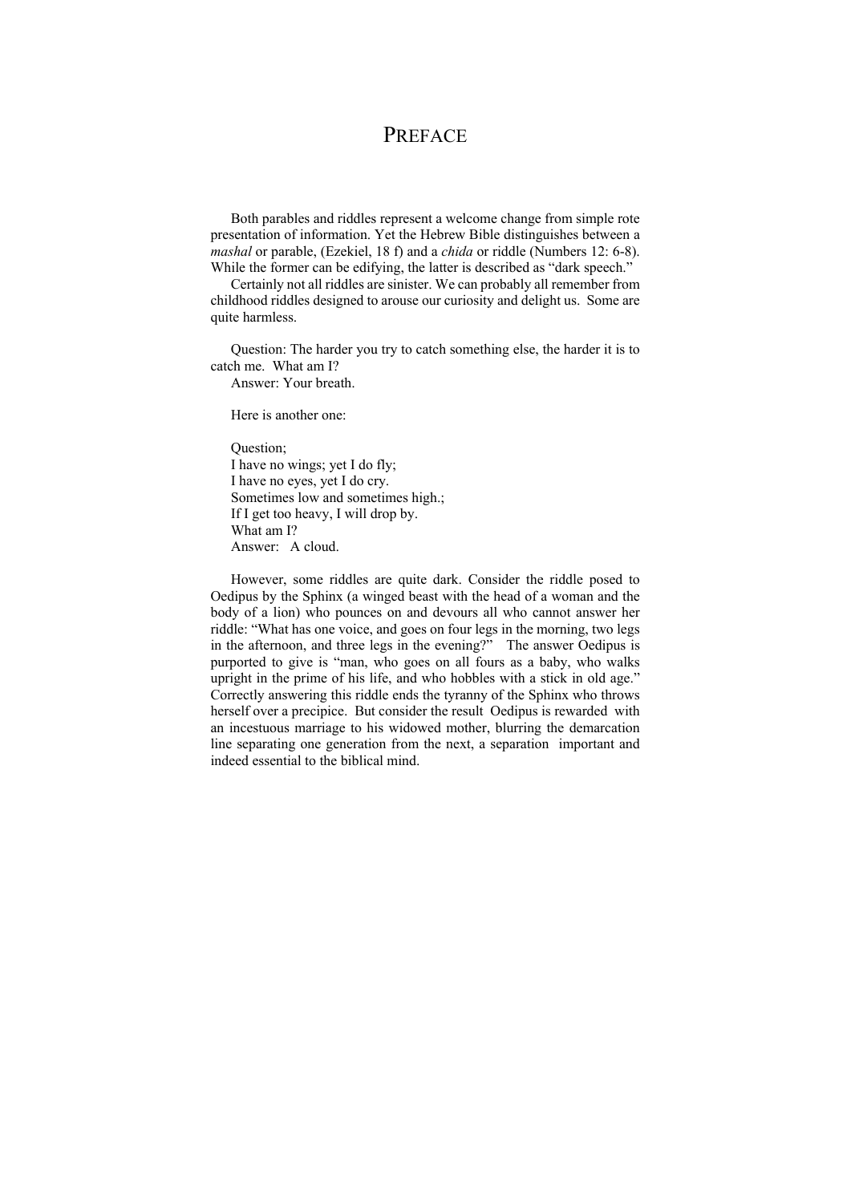# Preface

Both parables and riddles represent a welcome change from simple rote presentation of information. Yet the Hebrew Bible distinguishes between a *mashal* or parable, (Ezekiel, 18 f) and a *chida* or riddle (Numbers 12: 6-8). While the former can be edifying, the latter is described as "dark speech."

Certainly not all riddles are sinister. We can probably all remember from childhood riddles designed to arouse our curiosity and delight us. Some are quite harmless.

Question: The harder you try to catch something else, the harder it is to catch me. What am I?
Answer: Your breath.

Here is another one:

Question;
I have no wings; yet I do fly;
I have no eyes, yet I do cry.
Sometimes low and sometimes high.;
If I get too heavy, I will drop by.
What am I?
Answer: A cloud.

However, some riddles are quite dark. Consider the riddle posed to Oedipus by the Sphinx (a winged beast with the head of a woman and the body of a lion) who pounces on and devours all who cannot answer her riddle: "What has one voice, and goes on four legs in the morning, two legs in the afternoon, and three legs in the evening?" The answer Oedipus is purported to give is "man, who goes on all fours as a baby, who walks upright in the prime of his life, and who hobbles with a stick in old age." Correctly answering this riddle ends the tyranny of the Sphinx who throws herself over a precipice. But consider the result Oedipus is rewarded with an incestuous marriage to his widowed mother, blurring the demarcation line separating one generation from the next, a separation important and indeed essential to the biblical mind.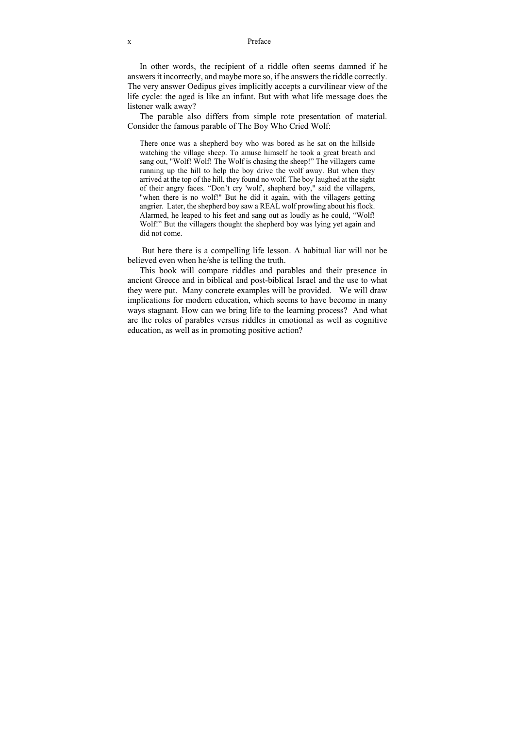In other words, the recipient of a riddle often seems damned if he answers it incorrectly, and maybe more so, if he answers the riddle correctly. The very answer Oedipus gives implicitly accepts a curvilinear view of the life cycle: the aged is like an infant. But with what life message does the listener walk away?

The parable also differs from simple rote presentation of material. Consider the famous parable of The Boy Who Cried Wolf:

> There once was a shepherd boy who was bored as he sat on the hillside watching the village sheep. To amuse himself he took a great breath and sang out, "Wolf! Wolf! The Wolf is chasing the sheep!" The villagers came running up the hill to help the boy drive the wolf away. But when they arrived at the top of the hill, they found no wolf. The boy laughed at the sight of their angry faces. "Don't cry 'wolf', shepherd boy," said the villagers, "when there is no wolf!" But he did it again, with the villagers getting angrier. Later, the shepherd boy saw a REAL wolf prowling about his flock. Alarmed, he leaped to his feet and sang out as loudly as he could, "Wolf! Wolf!" But the villagers thought the shepherd boy was lying yet again and did not come.

But here there is a compelling life lesson. A habitual liar will not be believed even when he/she is telling the truth.

This book will compare riddles and parables and their presence in ancient Greece and in biblical and post-biblical Israel and the use to what they were put. Many concrete examples will be provided. We will draw implications for modern education, which seems to have become in many ways stagnant. How can we bring life to the learning process? And what are the roles of parables versus riddles in emotional as well as cognitive education, as well as in promoting positive action?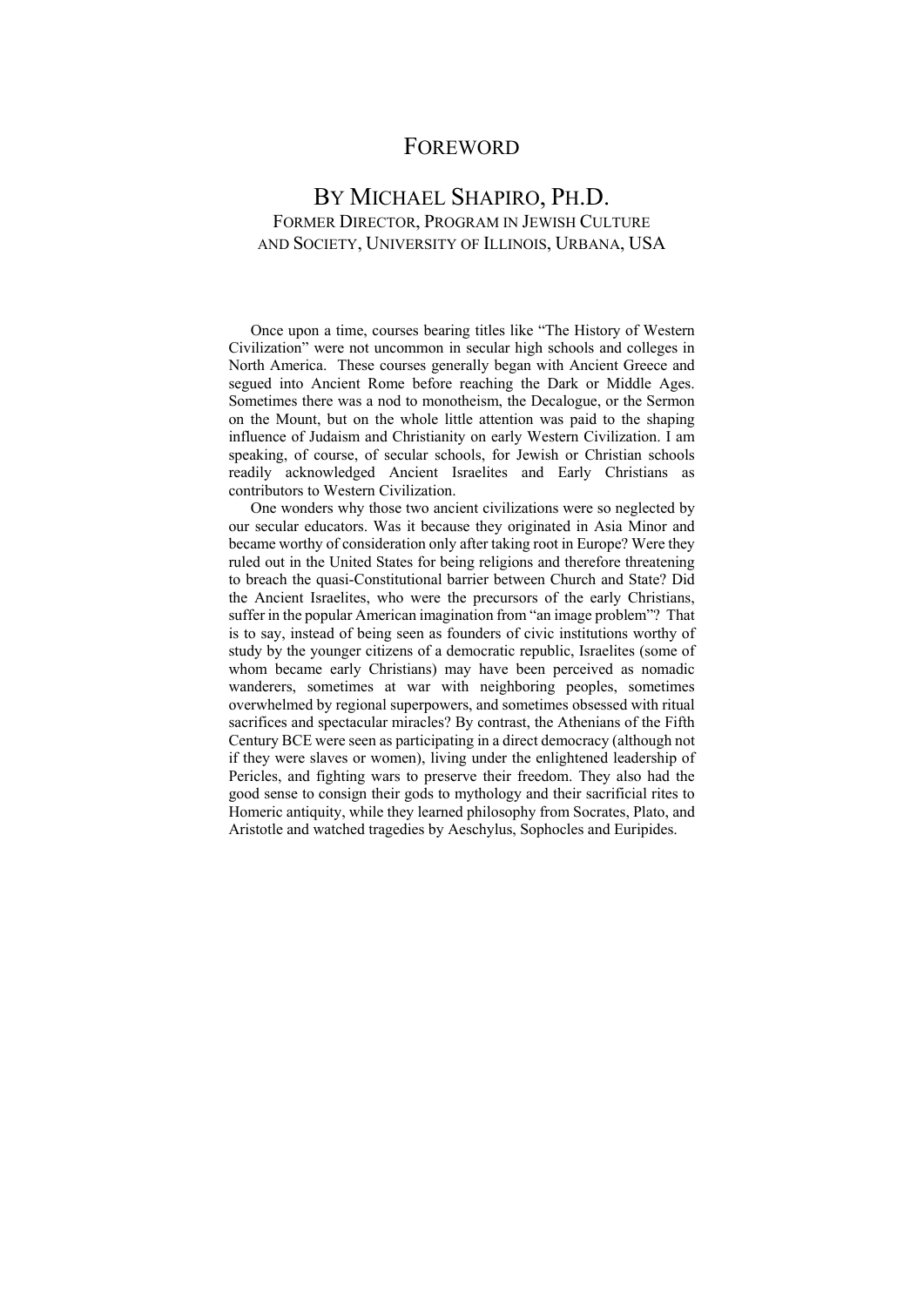# Foreword

## By Michael Shapiro, Ph.D.

### Former Director, Program in Jewish Culture and Society, University of Illinois, Urbana, USA

Once upon a time, courses bearing titles like "The History of Western Civilization" were not uncommon in secular high schools and colleges in North America. These courses generally began with Ancient Greece and segued into Ancient Rome before reaching the Dark or Middle Ages. Sometimes there was a nod to monotheism, the Decalogue, or the Sermon on the Mount, but on the whole little attention was paid to the shaping influence of Judaism and Christianity on early Western Civilization. I am speaking, of course, of secular schools, for Jewish or Christian schools readily acknowledged Ancient Israelites and Early Christians as contributors to Western Civilization.

One wonders why those two ancient civilizations were so neglected by our secular educators. Was it because they originated in Asia Minor and became worthy of consideration only after taking root in Europe? Were they ruled out in the United States for being religions and therefore threatening to breach the quasi-Constitutional barrier between Church and State? Did the Ancient Israelites, who were the precursors of the early Christians, suffer in the popular American imagination from "an image problem"? That is to say, instead of being seen as founders of civic institutions worthy of study by the younger citizens of a democratic republic, Israelites (some of whom became early Christians) may have been perceived as nomadic wanderers, sometimes at war with neighboring peoples, sometimes overwhelmed by regional superpowers, and sometimes obsessed with ritual sacrifices and spectacular miracles? By contrast, the Athenians of the Fifth Century BCE were seen as participating in a direct democracy (although not if they were slaves or women), living under the enlightened leadership of Pericles, and fighting wars to preserve their freedom. They also had the good sense to consign their gods to mythology and their sacrificial rites to Homeric antiquity, while they learned philosophy from Socrates, Plato, and Aristotle and watched tragedies by Aeschylus, Sophocles and Euripides.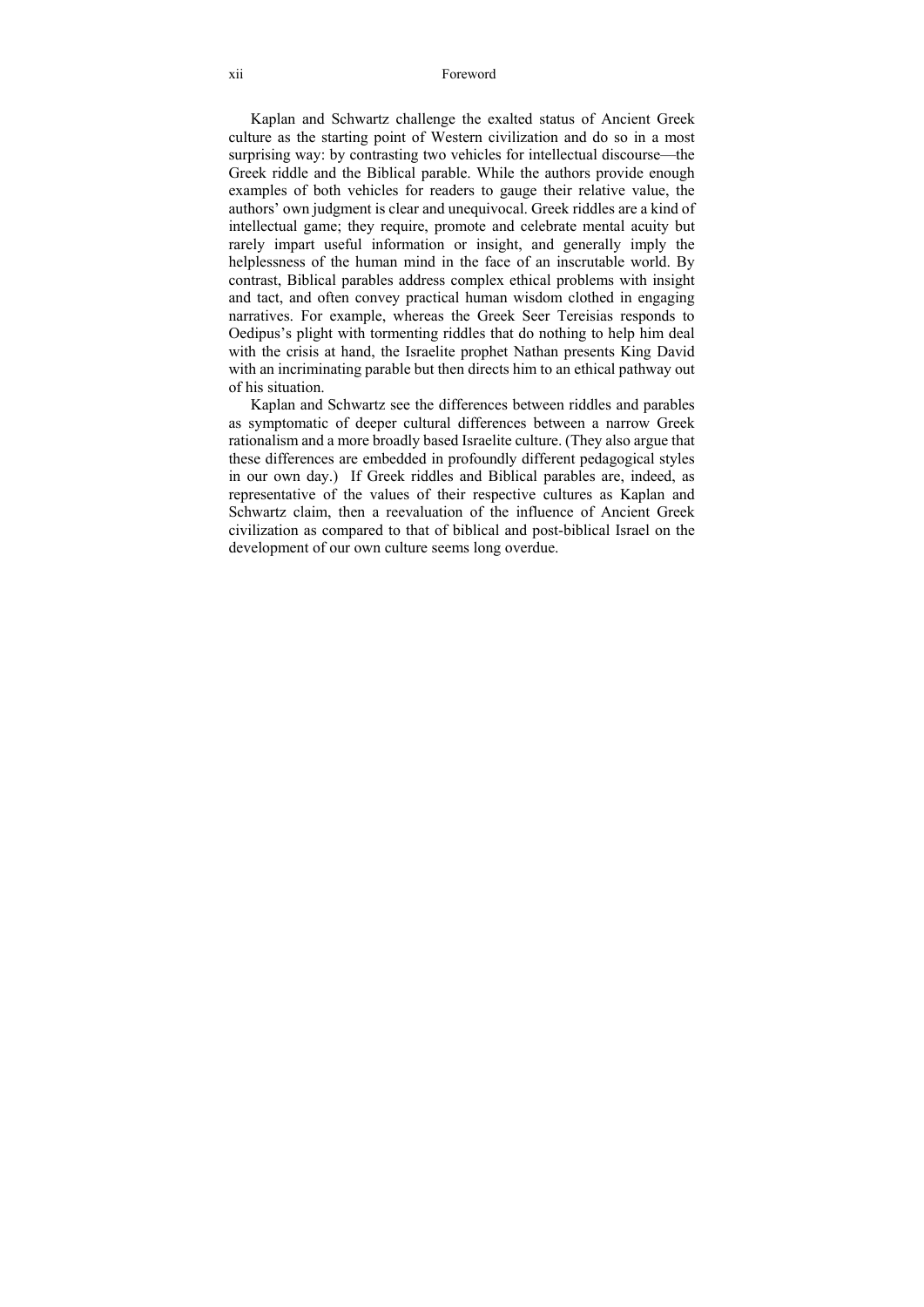Kaplan and Schwartz challenge the exalted status of Ancient Greek culture as the starting point of Western civilization and do so in a most surprising way: by contrasting two vehicles for intellectual discourse—the Greek riddle and the Biblical parable. While the authors provide enough examples of both vehicles for readers to gauge their relative value, the authors' own judgment is clear and unequivocal. Greek riddles are a kind of intellectual game; they require, promote and celebrate mental acuity but rarely impart useful information or insight, and generally imply the helplessness of the human mind in the face of an inscrutable world. By contrast, Biblical parables address complex ethical problems with insight and tact, and often convey practical human wisdom clothed in engaging narratives. For example, whereas the Greek Seer Tereisias responds to Oedipus's plight with tormenting riddles that do nothing to help him deal with the crisis at hand, the Israelite prophet Nathan presents King David with an incriminating parable but then directs him to an ethical pathway out of his situation.

Kaplan and Schwartz see the differences between riddles and parables as symptomatic of deeper cultural differences between a narrow Greek rationalism and a more broadly based Israelite culture. (They also argue that these differences are embedded in profoundly different pedagogical styles in our own day.) If Greek riddles and Biblical parables are, indeed, as representative of the values of their respective cultures as Kaplan and Schwartz claim, then a reevaluation of the influence of Ancient Greek civilization as compared to that of biblical and post-biblical Israel on the development of our own culture seems long overdue.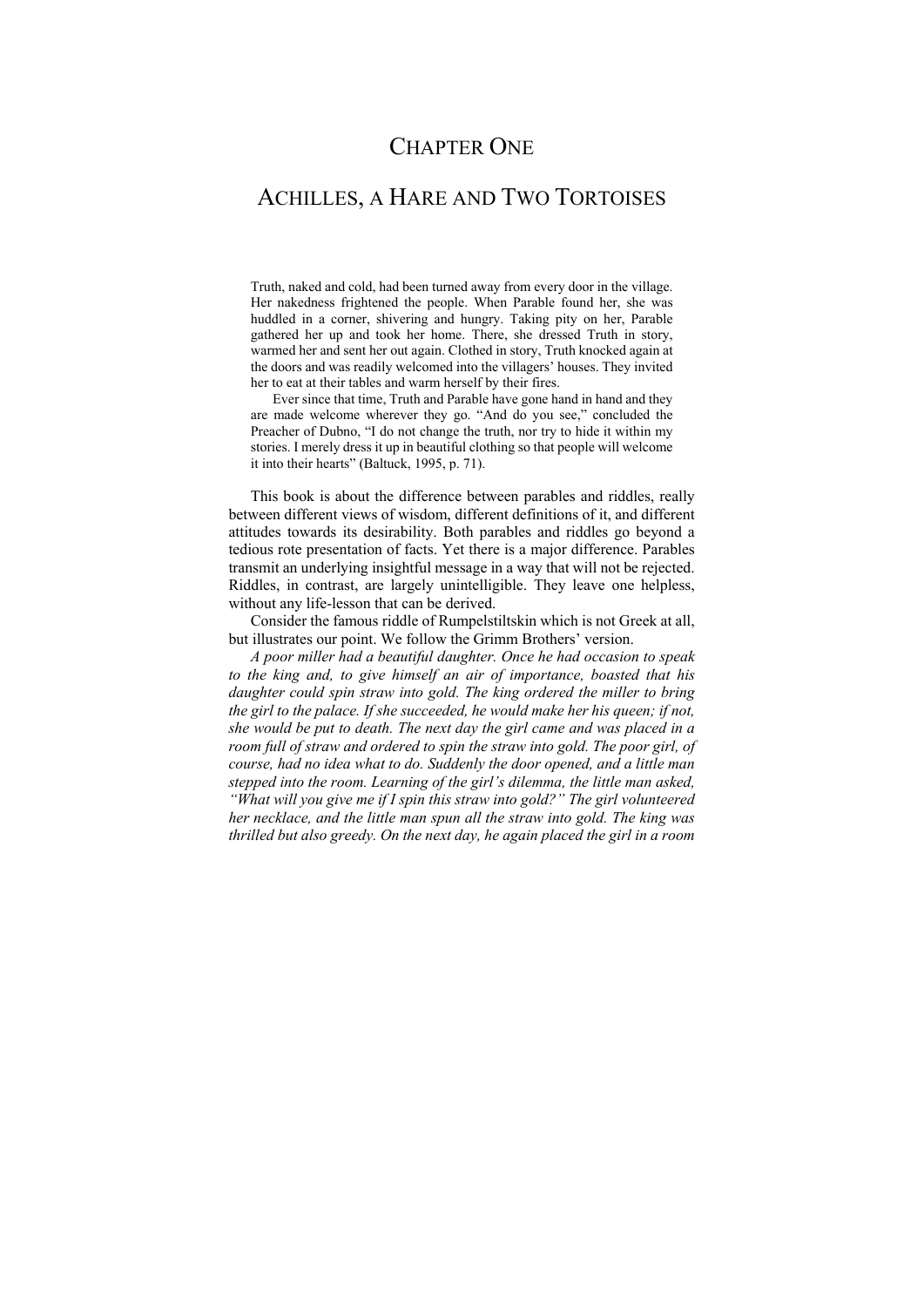# CHAPTER ONE

## ACHILLES, A HARE AND TWO TORTOISES

> Truth, naked and cold, had been turned away from every door in the village. Her nakedness frightened the people. When Parable found her, she was huddled in a corner, shivering and hungry. Taking pity on her, Parable gathered her up and took her home. There, she dressed Truth in story, warmed her and sent her out again. Clothed in story, Truth knocked again at the doors and was readily welcomed into the villagers' houses. They invited her to eat at their tables and warm herself by their fires.
>
> Ever since that time, Truth and Parable have gone hand in hand and they are made welcome wherever they go. "And do you see," concluded the Preacher of Dubno, "I do not change the truth, nor try to hide it within my stories. I merely dress it up in beautiful clothing so that people will welcome it into their hearts" (Baltuck, 1995, p. 71).

This book is about the difference between parables and riddles, really between different views of wisdom, different definitions of it, and different attitudes towards its desirability. Both parables and riddles go beyond a tedious rote presentation of facts. Yet there is a major difference. Parables transmit an underlying insightful message in a way that will not be rejected. Riddles, in contrast, are largely unintelligible. They leave one helpless, without any life-lesson that can be derived.

Consider the famous riddle of Rumpelstiltskin which is not Greek at all, but illustrates our point. We follow the Grimm Brothers' version.

*A poor miller had a beautiful daughter. Once he had occasion to speak to the king and, to give himself an air of importance, boasted that his daughter could spin straw into gold. The king ordered the miller to bring the girl to the palace. If she succeeded, he would make her his queen; if not, she would be put to death. The next day the girl came and was placed in a room full of straw and ordered to spin the straw into gold. The poor girl, of course, had no idea what to do. Suddenly the door opened, and a little man stepped into the room. Learning of the girl's dilemma, the little man asked, "What will you give me if I spin this straw into gold?" The girl volunteered her necklace, and the little man spun all the straw into gold. The king was thrilled but also greedy. On the next day, he again placed the girl in a room*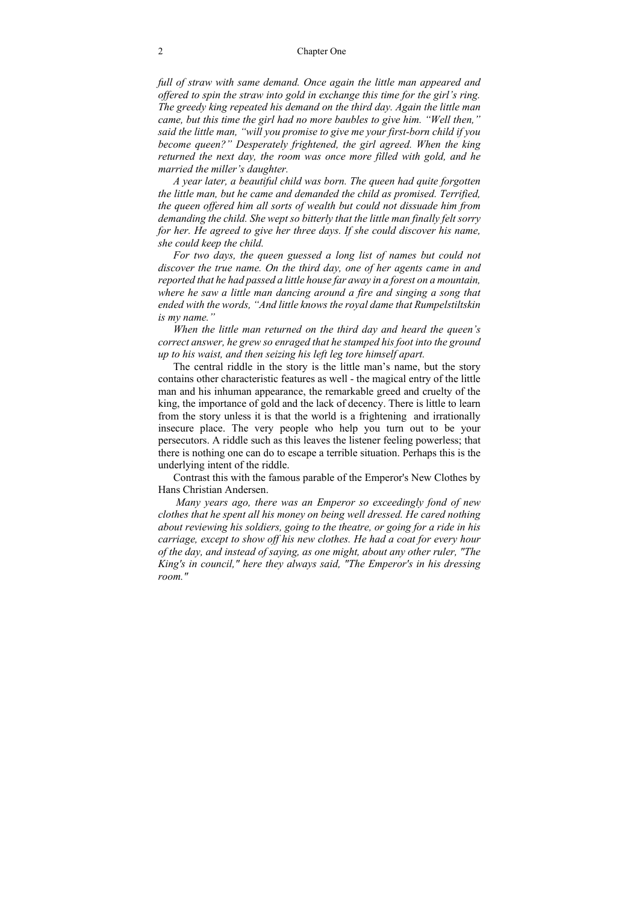*full of straw with same demand. Once again the little man appeared and offered to spin the straw into gold in exchange this time for the girl's ring. The greedy king repeated his demand on the third day. Again the little man came, but this time the girl had no more baubles to give him. "Well then," said the little man, "will you promise to give me your first-born child if you become queen?" Desperately frightened, the girl agreed. When the king returned the next day, the room was once more filled with gold, and he married the miller's daughter.*

*A year later, a beautiful child was born. The queen had quite forgotten the little man, but he came and demanded the child as promised. Terrified, the queen offered him all sorts of wealth but could not dissuade him from demanding the child. She wept so bitterly that the little man finally felt sorry for her. He agreed to give her three days. If she could discover his name, she could keep the child.*

*For two days, the queen guessed a long list of names but could not discover the true name. On the third day, one of her agents came in and reported that he had passed a little house far away in a forest on a mountain, where he saw a little man dancing around a fire and singing a song that ended with the words, "And little knows the royal dame that Rumpelstiltskin is my name."*

*When the little man returned on the third day and heard the queen's correct answer, he grew so enraged that he stamped his foot into the ground up to his waist, and then seizing his left leg tore himself apart.*

The central riddle in the story is the little man's name, but the story contains other characteristic features as well - the magical entry of the little man and his inhuman appearance, the remarkable greed and cruelty of the king, the importance of gold and the lack of decency. There is little to learn from the story unless it is that the world is a frightening and irrationally insecure place. The very people who help you turn out to be your persecutors. A riddle such as this leaves the listener feeling powerless; that there is nothing one can do to escape a terrible situation. Perhaps this is the underlying intent of the riddle.

Contrast this with the famous parable of the Emperor's New Clothes by Hans Christian Andersen.

*Many years ago, there was an Emperor so exceedingly fond of new clothes that he spent all his money on being well dressed. He cared nothing about reviewing his soldiers, going to the theatre, or going for a ride in his carriage, except to show off his new clothes. He had a coat for every hour of the day, and instead of saying, as one might, about any other ruler, "The King's in council," here they always said, "The Emperor's in his dressing room."*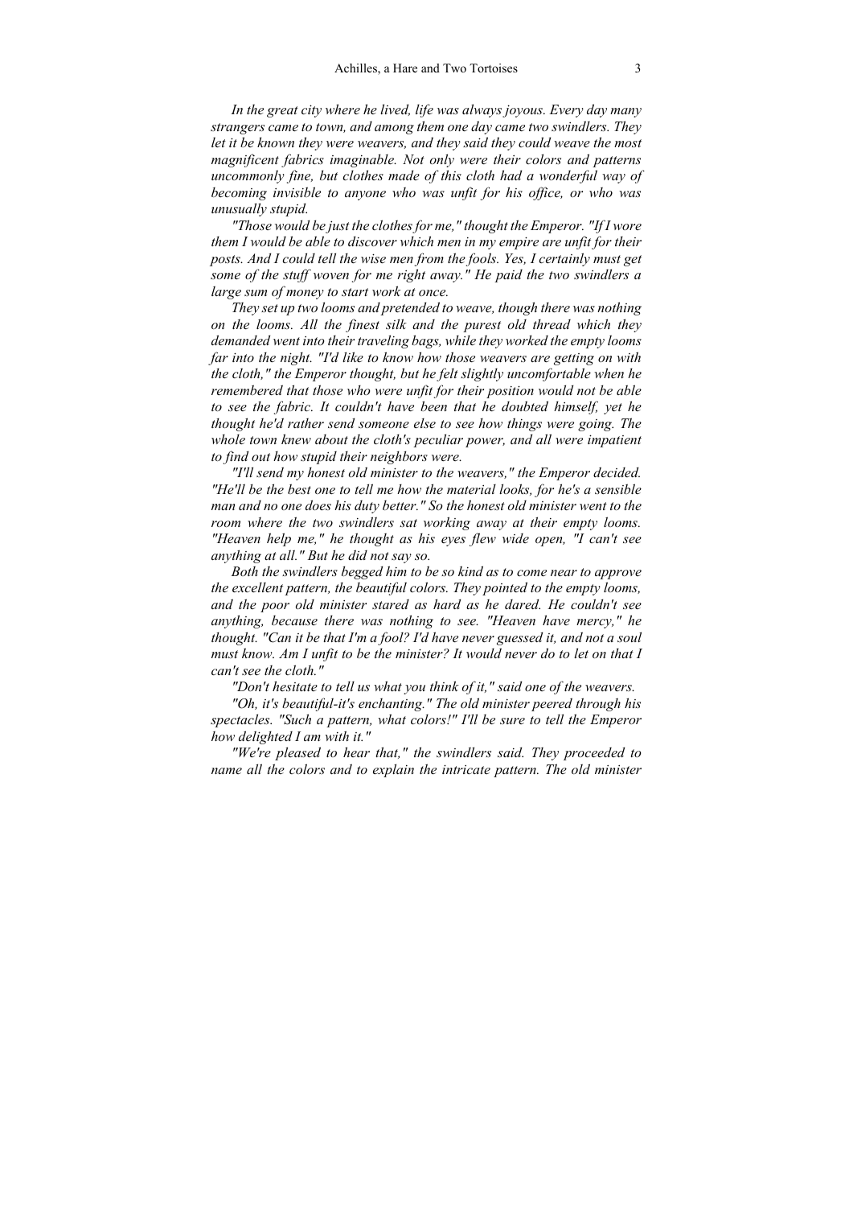*In the great city where he lived, life was always joyous. Every day many strangers came to town, and among them one day came two swindlers. They let it be known they were weavers, and they said they could weave the most magnificent fabrics imaginable. Not only were their colors and patterns uncommonly fine, but clothes made of this cloth had a wonderful way of becoming invisible to anyone who was unfit for his office, or who was unusually stupid.*

*"Those would be just the clothes for me," thought the Emperor. "If I wore them I would be able to discover which men in my empire are unfit for their posts. And I could tell the wise men from the fools. Yes, I certainly must get some of the stuff woven for me right away." He paid the two swindlers a large sum of money to start work at once.*

*They set up two looms and pretended to weave, though there was nothing on the looms. All the finest silk and the purest old thread which they demanded went into their traveling bags, while they worked the empty looms far into the night. "I'd like to know how those weavers are getting on with the cloth," the Emperor thought, but he felt slightly uncomfortable when he remembered that those who were unfit for their position would not be able to see the fabric. It couldn't have been that he doubted himself, yet he thought he'd rather send someone else to see how things were going. The whole town knew about the cloth's peculiar power, and all were impatient to find out how stupid their neighbors were.*

*"I'll send my honest old minister to the weavers," the Emperor decided. "He'll be the best one to tell me how the material looks, for he's a sensible man and no one does his duty better." So the honest old minister went to the room where the two swindlers sat working away at their empty looms. "Heaven help me," he thought as his eyes flew wide open, "I can't see anything at all." But he did not say so.*

*Both the swindlers begged him to be so kind as to come near to approve the excellent pattern, the beautiful colors. They pointed to the empty looms, and the poor old minister stared as hard as he dared. He couldn't see anything, because there was nothing to see. "Heaven have mercy," he thought. "Can it be that I'm a fool? I'd have never guessed it, and not a soul must know. Am I unfit to be the minister? It would never do to let on that I can't see the cloth."*

*"Don't hesitate to tell us what you think of it," said one of the weavers.*

*"Oh, it's beautiful-it's enchanting." The old minister peered through his spectacles. "Such a pattern, what colors!" I'll be sure to tell the Emperor how delighted I am with it."*

*"We're pleased to hear that," the swindlers said. They proceeded to name all the colors and to explain the intricate pattern. The old minister*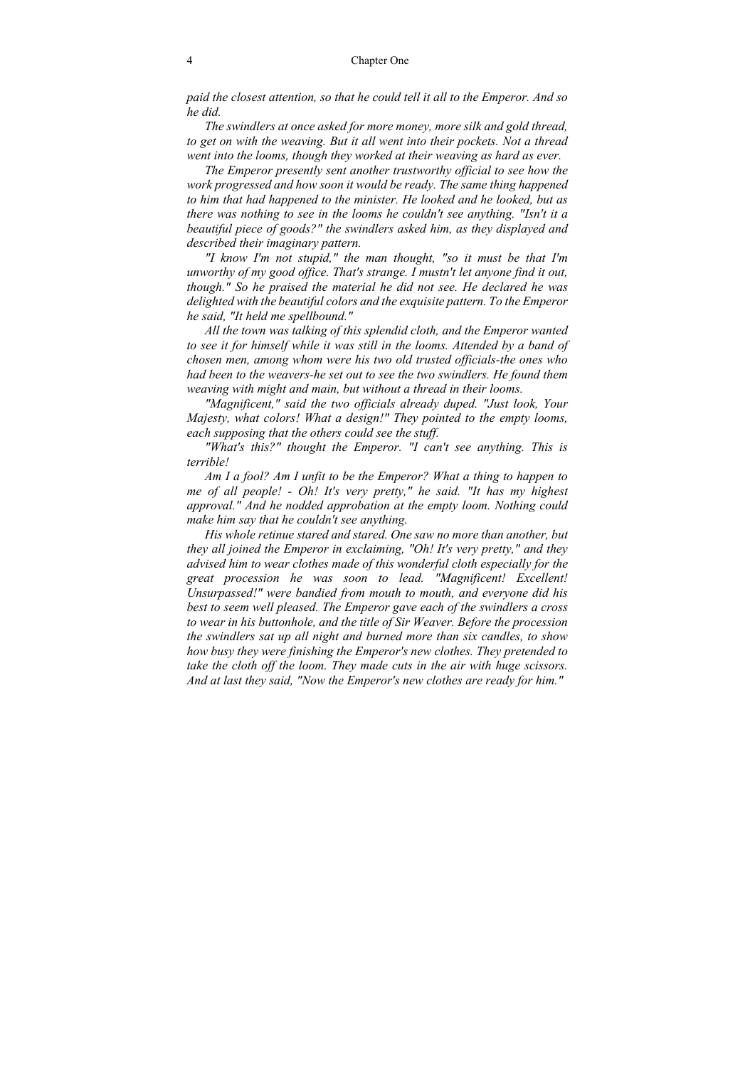*paid the closest attention, so that he could tell it all to the Emperor. And so he did.*

*The swindlers at once asked for more money, more silk and gold thread, to get on with the weaving. But it all went into their pockets. Not a thread went into the looms, though they worked at their weaving as hard as ever.*

*The Emperor presently sent another trustworthy official to see how the work progressed and how soon it would be ready. The same thing happened to him that had happened to the minister. He looked and he looked, but as there was nothing to see in the looms he couldn't see anything. "Isn't it a beautiful piece of goods?" the swindlers asked him, as they displayed and described their imaginary pattern.*

*"I know I'm not stupid," the man thought, "so it must be that I'm unworthy of my good office. That's strange. I mustn't let anyone find it out, though." So he praised the material he did not see. He declared he was delighted with the beautiful colors and the exquisite pattern. To the Emperor he said, "It held me spellbound."*

*All the town was talking of this splendid cloth, and the Emperor wanted to see it for himself while it was still in the looms. Attended by a band of chosen men, among whom were his two old trusted officials-the ones who had been to the weavers-he set out to see the two swindlers. He found them weaving with might and main, but without a thread in their looms.*

*"Magnificent," said the two officials already duped. "Just look, Your Majesty, what colors! What a design!" They pointed to the empty looms, each supposing that the others could see the stuff.*

*"What's this?" thought the Emperor. "I can't see anything. This is terrible!*

*Am I a fool? Am I unfit to be the Emperor? What a thing to happen to me of all people! - Oh! It's very pretty," he said. "It has my highest approval." And he nodded approbation at the empty loom. Nothing could make him say that he couldn't see anything.*

*His whole retinue stared and stared. One saw no more than another, but they all joined the Emperor in exclaiming, "Oh! It's very pretty," and they advised him to wear clothes made of this wonderful cloth especially for the great procession he was soon to lead. "Magnificent! Excellent! Unsurpassed!" were bandied from mouth to mouth, and everyone did his best to seem well pleased. The Emperor gave each of the swindlers a cross to wear in his buttonhole, and the title of Sir Weaver. Before the procession the swindlers sat up all night and burned more than six candles, to show how busy they were finishing the Emperor's new clothes. They pretended to take the cloth off the loom. They made cuts in the air with huge scissors. And at last they said, "Now the Emperor's new clothes are ready for him."*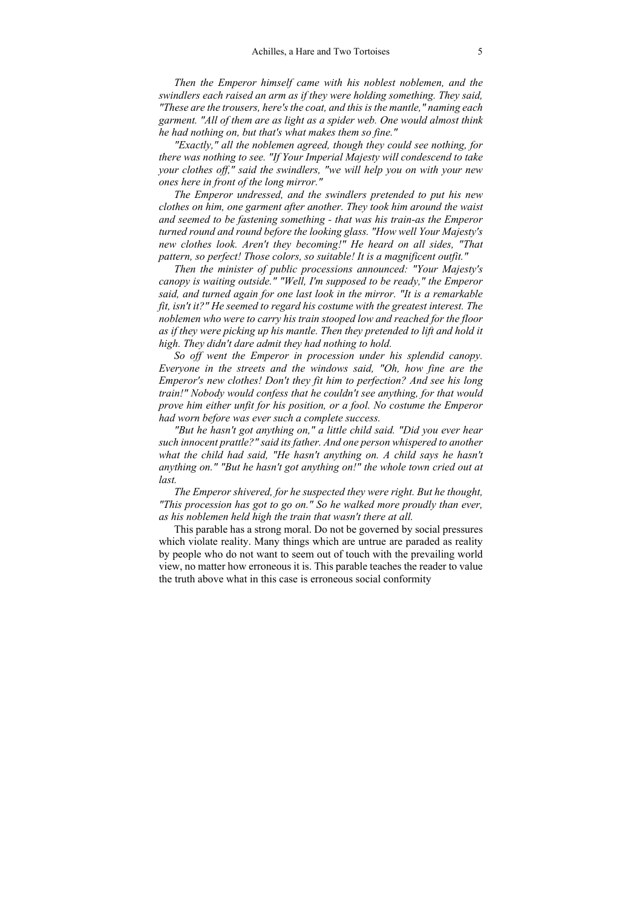*Then the Emperor himself came with his noblest noblemen, and the swindlers each raised an arm as if they were holding something. They said, "These are the trousers, here's the coat, and this is the mantle," naming each garment. "All of them are as light as a spider web. One would almost think he had nothing on, but that's what makes them so fine."*

*"Exactly," all the noblemen agreed, though they could see nothing, for there was nothing to see. "If Your Imperial Majesty will condescend to take your clothes off," said the swindlers, "we will help you on with your new ones here in front of the long mirror."*

*The Emperor undressed, and the swindlers pretended to put his new clothes on him, one garment after another. They took him around the waist and seemed to be fastening something - that was his train-as the Emperor turned round and round before the looking glass. "How well Your Majesty's new clothes look. Aren't they becoming!" He heard on all sides, "That pattern, so perfect! Those colors, so suitable! It is a magnificent outfit."*

*Then the minister of public processions announced: "Your Majesty's canopy is waiting outside." "Well, I'm supposed to be ready," the Emperor said, and turned again for one last look in the mirror. "It is a remarkable fit, isn't it?" He seemed to regard his costume with the greatest interest. The noblemen who were to carry his train stooped low and reached for the floor as if they were picking up his mantle. Then they pretended to lift and hold it high. They didn't dare admit they had nothing to hold.*

*So off went the Emperor in procession under his splendid canopy. Everyone in the streets and the windows said, "Oh, how fine are the Emperor's new clothes! Don't they fit him to perfection? And see his long train!" Nobody would confess that he couldn't see anything, for that would prove him either unfit for his position, or a fool. No costume the Emperor had worn before was ever such a complete success.*

*"But he hasn't got anything on," a little child said. "Did you ever hear such innocent prattle?" said its father. And one person whispered to another what the child had said, "He hasn't anything on. A child says he hasn't anything on." "But he hasn't got anything on!" the whole town cried out at last.*

*The Emperor shivered, for he suspected they were right. But he thought, "This procession has got to go on." So he walked more proudly than ever, as his noblemen held high the train that wasn't there at all.*

This parable has a strong moral. Do not be governed by social pressures which violate reality. Many things which are untrue are paraded as reality by people who do not want to seem out of touch with the prevailing world view, no matter how erroneous it is. This parable teaches the reader to value the truth above what in this case is erroneous social conformity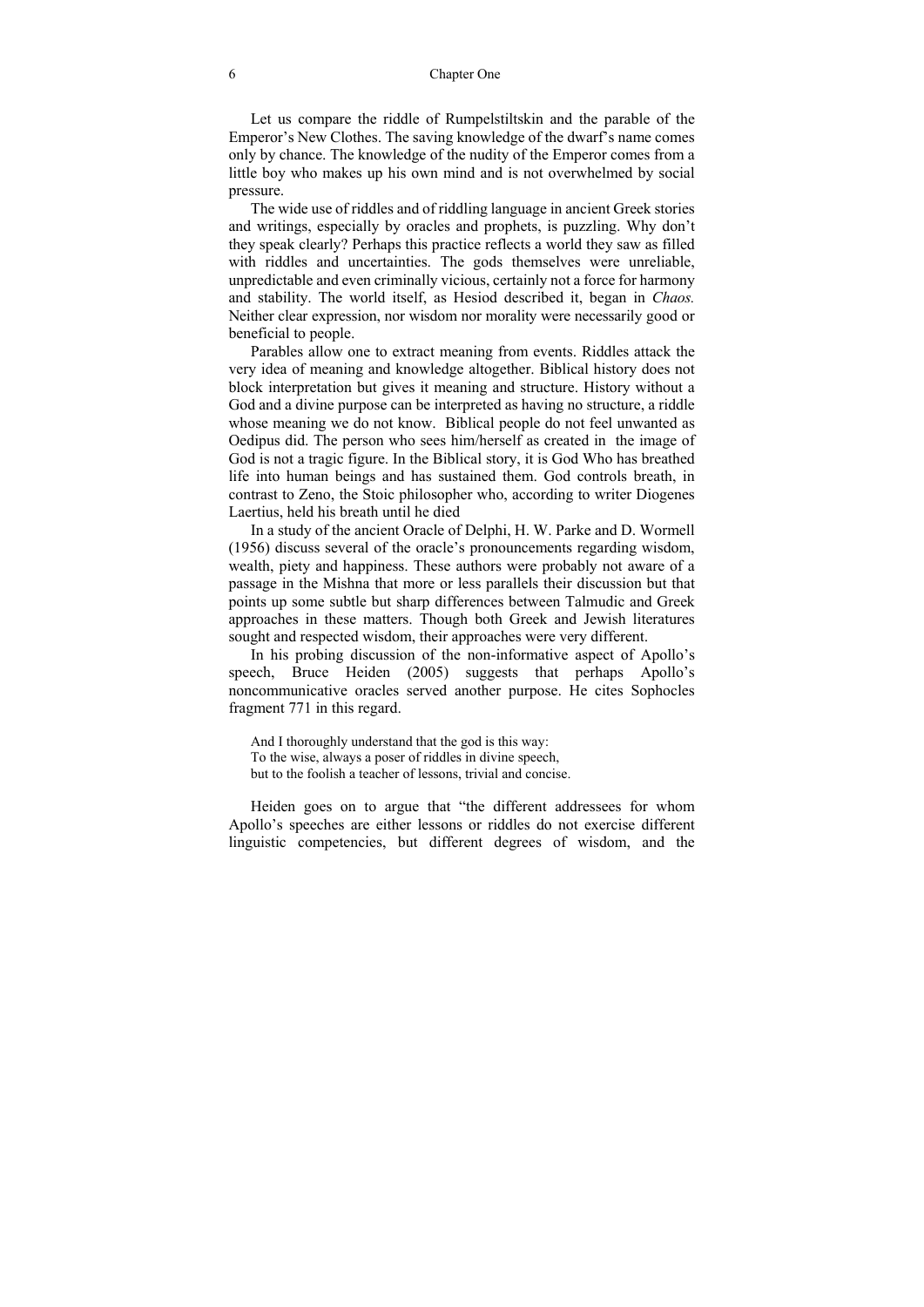Let us compare the riddle of Rumpelstiltskin and the parable of the Emperor's New Clothes. The saving knowledge of the dwarf's name comes only by chance. The knowledge of the nudity of the Emperor comes from a little boy who makes up his own mind and is not overwhelmed by social pressure.

The wide use of riddles and of riddling language in ancient Greek stories and writings, especially by oracles and prophets, is puzzling. Why don't they speak clearly? Perhaps this practice reflects a world they saw as filled with riddles and uncertainties. The gods themselves were unreliable, unpredictable and even criminally vicious, certainly not a force for harmony and stability. The world itself, as Hesiod described it, began in *Chaos.* Neither clear expression, nor wisdom nor morality were necessarily good or beneficial to people.

Parables allow one to extract meaning from events. Riddles attack the very idea of meaning and knowledge altogether. Biblical history does not block interpretation but gives it meaning and structure. History without a God and a divine purpose can be interpreted as having no structure, a riddle whose meaning we do not know. Biblical people do not feel unwanted as Oedipus did. The person who sees him/herself as created in the image of God is not a tragic figure. In the Biblical story, it is God Who has breathed life into human beings and has sustained them. God controls breath, in contrast to Zeno, the Stoic philosopher who, according to writer Diogenes Laertius, held his breath until he died

In a study of the ancient Oracle of Delphi, H. W. Parke and D. Wormell (1956) discuss several of the oracle's pronouncements regarding wisdom, wealth, piety and happiness. These authors were probably not aware of a passage in the Mishna that more or less parallels their discussion but that points up some subtle but sharp differences between Talmudic and Greek approaches in these matters. Though both Greek and Jewish literatures sought and respected wisdom, their approaches were very different.

In his probing discussion of the non-informative aspect of Apollo's speech, Bruce Heiden (2005) suggests that perhaps Apollo's noncommunicative oracles served another purpose. He cites Sophocles fragment 771 in this regard.

> And I thoroughly understand that the god is this way:
> To the wise, always a poser of riddles in divine speech,
> but to the foolish a teacher of lessons, trivial and concise.

Heiden goes on to argue that "the different addressees for whom Apollo's speeches are either lessons or riddles do not exercise different linguistic competencies, but different degrees of wisdom, and the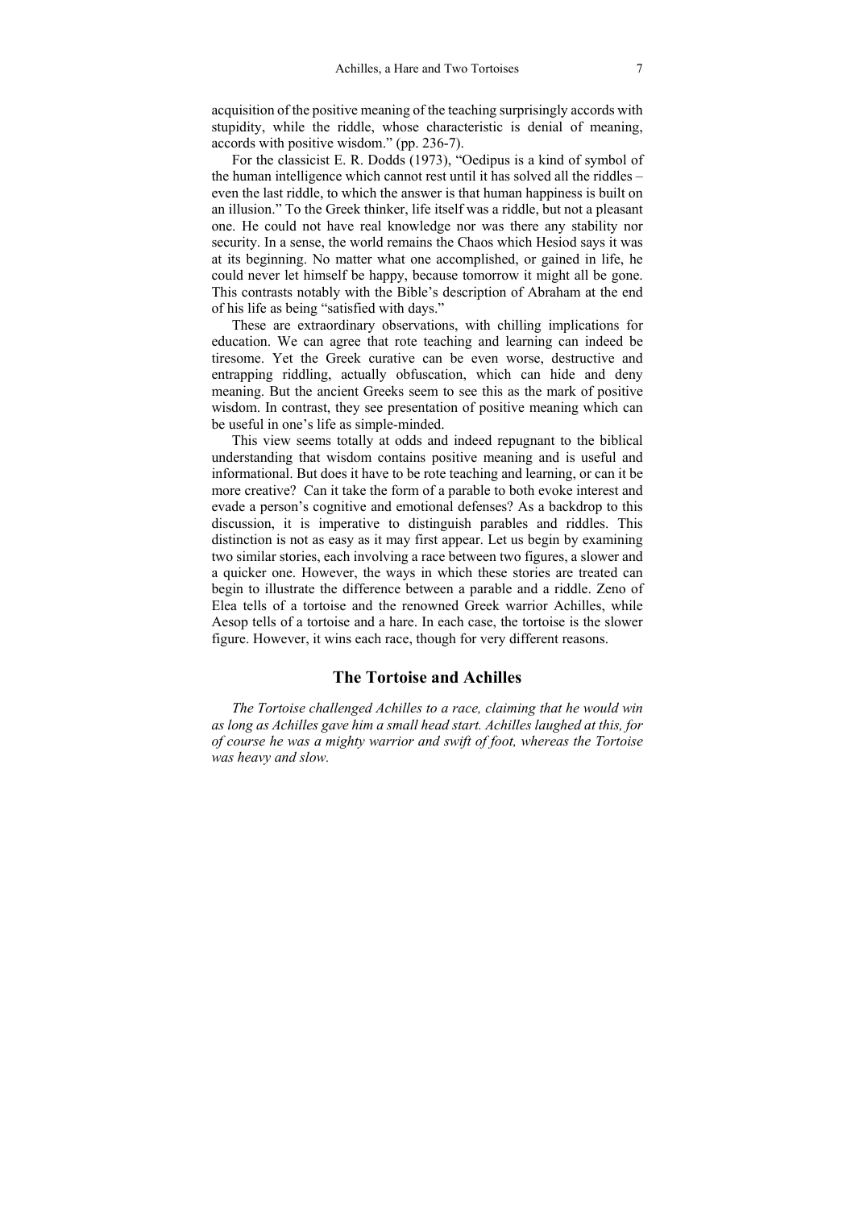acquisition of the positive meaning of the teaching surprisingly accords with stupidity, while the riddle, whose characteristic is denial of meaning, accords with positive wisdom." (pp. 236-7).

For the classicist E. R. Dodds (1973), "Oedipus is a kind of symbol of the human intelligence which cannot rest until it has solved all the riddles – even the last riddle, to which the answer is that human happiness is built on an illusion." To the Greek thinker, life itself was a riddle, but not a pleasant one. He could not have real knowledge nor was there any stability nor security. In a sense, the world remains the Chaos which Hesiod says it was at its beginning. No matter what one accomplished, or gained in life, he could never let himself be happy, because tomorrow it might all be gone. This contrasts notably with the Bible's description of Abraham at the end of his life as being "satisfied with days."

These are extraordinary observations, with chilling implications for education. We can agree that rote teaching and learning can indeed be tiresome. Yet the Greek curative can be even worse, destructive and entrapping riddling, actually obfuscation, which can hide and deny meaning. But the ancient Greeks seem to see this as the mark of positive wisdom. In contrast, they see presentation of positive meaning which can be useful in one's life as simple-minded.

This view seems totally at odds and indeed repugnant to the biblical understanding that wisdom contains positive meaning and is useful and informational. But does it have to be rote teaching and learning, or can it be more creative? Can it take the form of a parable to both evoke interest and evade a person's cognitive and emotional defenses? As a backdrop to this discussion, it is imperative to distinguish parables and riddles. This distinction is not as easy as it may first appear. Let us begin by examining two similar stories, each involving a race between two figures, a slower and a quicker one. However, the ways in which these stories are treated can begin to illustrate the difference between a parable and a riddle. Zeno of Elea tells of a tortoise and the renowned Greek warrior Achilles, while Aesop tells of a tortoise and a hare. In each case, the tortoise is the slower figure. However, it wins each race, though for very different reasons.

## The Tortoise and Achilles

*The Tortoise challenged Achilles to a race, claiming that he would win as long as Achilles gave him a small head start. Achilles laughed at this, for of course he was a mighty warrior and swift of foot, whereas the Tortoise was heavy and slow.*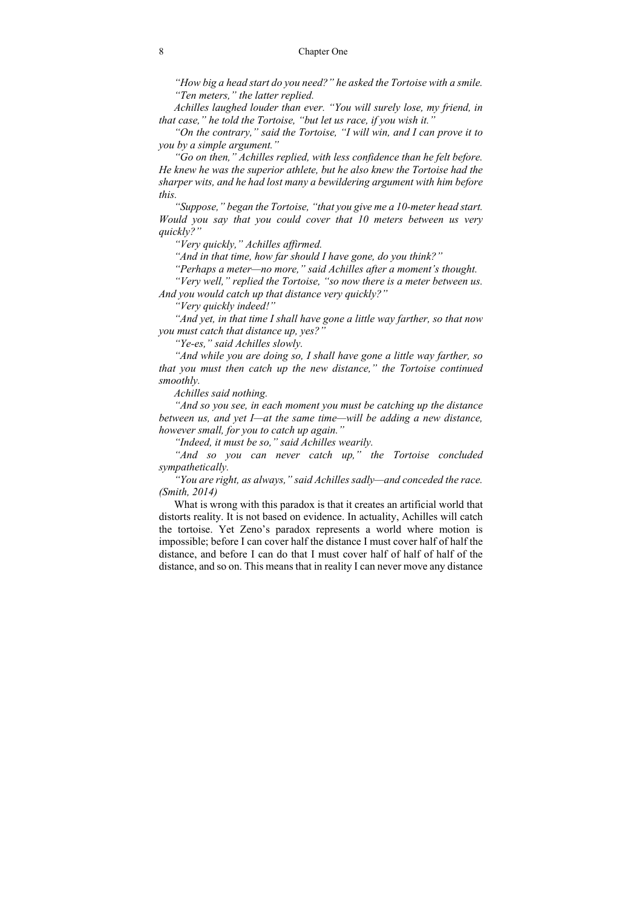*"How big a head start do you need?" he asked the Tortoise with a smile.*

*"Ten meters," the latter replied.*

*Achilles laughed louder than ever. "You will surely lose, my friend, in that case," he told the Tortoise, "but let us race, if you wish it."*

*"On the contrary," said the Tortoise, "I will win, and I can prove it to you by a simple argument."*

*"Go on then," Achilles replied, with less confidence than he felt before. He knew he was the superior athlete, but he also knew the Tortoise had the sharper wits, and he had lost many a bewildering argument with him before this.*

*"Suppose," began the Tortoise, "that you give me a 10-meter head start. Would you say that you could cover that 10 meters between us very quickly?"*

*"Very quickly," Achilles affirmed.*

*"And in that time, how far should I have gone, do you think?"*

*"Perhaps a meter—no more," said Achilles after a moment's thought.*

*"Very well," replied the Tortoise, "so now there is a meter between us. And you would catch up that distance very quickly?"*

*"Very quickly indeed!"*

*"And yet, in that time I shall have gone a little way farther, so that now you must catch that distance up, yes?"*

*"Ye-es," said Achilles slowly.*

*"And while you are doing so, I shall have gone a little way farther, so that you must then catch up the new distance," the Tortoise continued smoothly.*

*Achilles said nothing.*

*"And so you see, in each moment you must be catching up the distance between us, and yet I—at the same time—will be adding a new distance, however small, for you to catch up again."*

*"Indeed, it must be so," said Achilles wearily.*

*"And so you can never catch up," the Tortoise concluded sympathetically.*

*"You are right, as always," said Achilles sadly—and conceded the race. (Smith, 2014)*

What is wrong with this paradox is that it creates an artificial world that distorts reality. It is not based on evidence. In actuality, Achilles will catch the tortoise. Yet Zeno's paradox represents a world where motion is impossible; before I can cover half the distance I must cover half of half the distance, and before I can do that I must cover half of half of half of the distance, and so on. This means that in reality I can never move any distance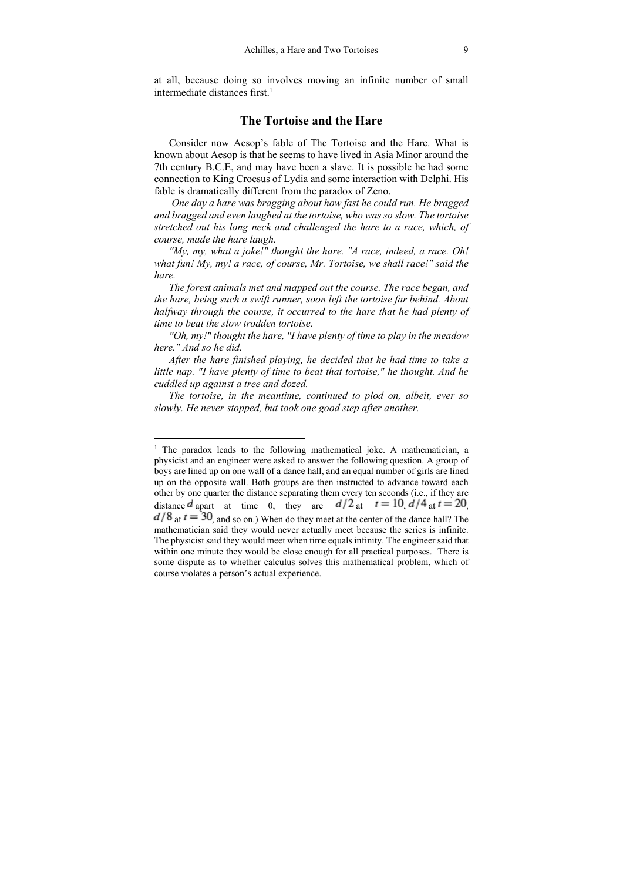at all, because doing so involves moving an infinite number of small intermediate distances first.[1]

## The Tortoise and the Hare

Consider now Aesop's fable of The Tortoise and the Hare. What is known about Aesop is that he seems to have lived in Asia Minor around the 7th century B.C.E, and may have been a slave. It is possible he had some connection to King Croesus of Lydia and some interaction with Delphi. His fable is dramatically different from the paradox of Zeno.

*One day a hare was bragging about how fast he could run. He bragged and bragged and even laughed at the tortoise, who was so slow. The tortoise stretched out his long neck and challenged the hare to a race, which, of course, made the hare laugh.*

*"My, my, what a joke!" thought the hare. "A race, indeed, a race. Oh! what fun! My, my! a race, of course, Mr. Tortoise, we shall race!" said the hare.*

*The forest animals met and mapped out the course. The race began, and the hare, being such a swift runner, soon left the tortoise far behind. About halfway through the course, it occurred to the hare that he had plenty of time to beat the slow trodden tortoise.*

*"Oh, my!" thought the hare, "I have plenty of time to play in the meadow here." And so he did.*

*After the hare finished playing, he decided that he had time to take a little nap. "I have plenty of time to beat that tortoise," he thought. And he cuddled up against a tree and dozed.*

*The tortoise, in the meantime, continued to plod on, albeit, ever so slowly. He never stopped, but took one good step after another.*

---

[1] The paradox leads to the following mathematical joke. A mathematician, a physicist and an engineer were asked to answer the following question. A group of boys are lined up on one wall of a dance hall, and an equal number of girls are lined up on the opposite wall. Both groups are then instructed to advance toward each other by one quarter the distance separating them every ten seconds (i.e., if they are distance $d$ apart at time 0, they are $d/2$ at $t = 10$, $d/4$ at $t = 20$, $d/8$ at $t = 30$, and so on.) When do they meet at the center of the dance hall? The mathematician said they would never actually meet because the series is infinite. The physicist said they would meet when time equals infinity. The engineer said that within one minute they would be close enough for all practical purposes. There is some dispute as to whether calculus solves this mathematical problem, which of course violates a person's actual experience.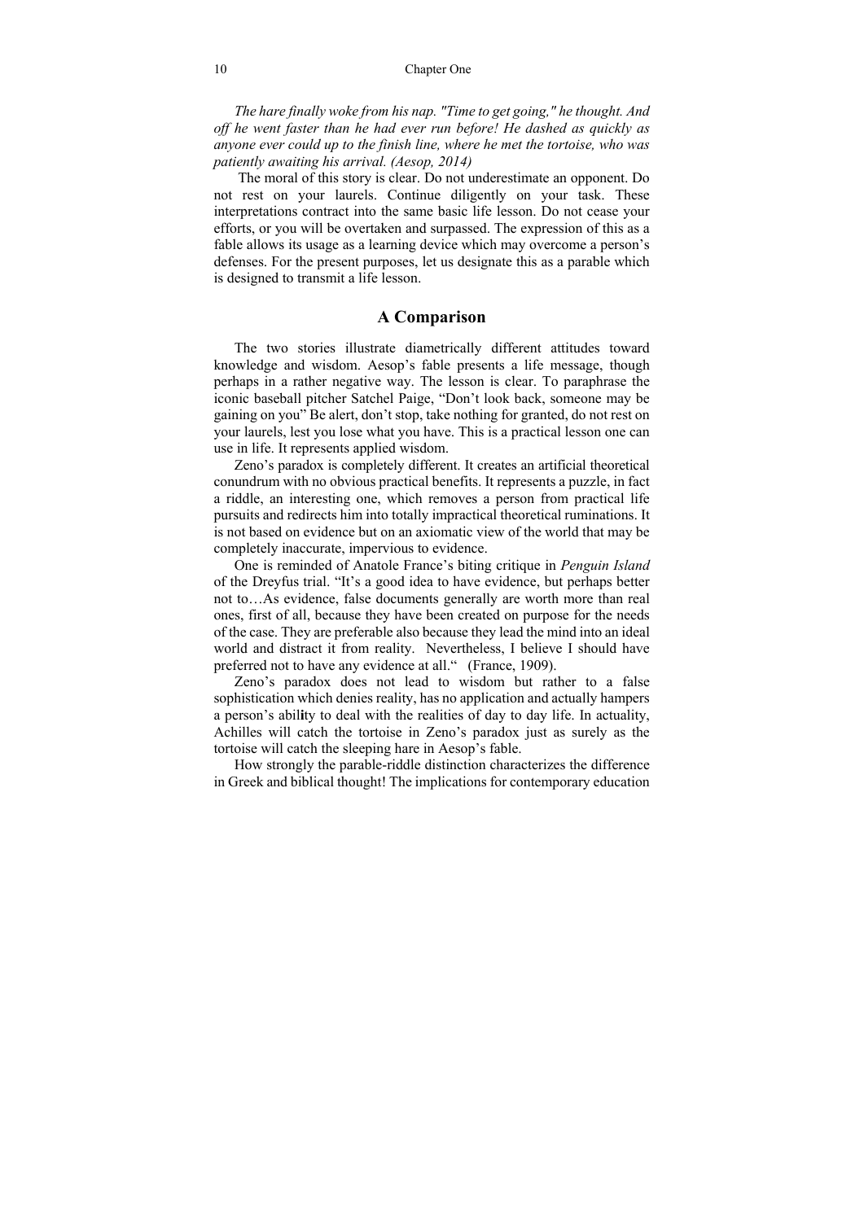*The hare finally woke from his nap. "Time to get going," he thought. And off he went faster than he had ever run before! He dashed as quickly as anyone ever could up to the finish line, where he met the tortoise, who was patiently awaiting his arrival. (Aesop, 2014)*

The moral of this story is clear. Do not underestimate an opponent. Do not rest on your laurels. Continue diligently on your task. These interpretations contract into the same basic life lesson. Do not cease your efforts, or you will be overtaken and surpassed. The expression of this as a fable allows its usage as a learning device which may overcome a person's defenses. For the present purposes, let us designate this as a parable which is designed to transmit a life lesson.

## A Comparison

The two stories illustrate diametrically different attitudes toward knowledge and wisdom. Aesop's fable presents a life message, though perhaps in a rather negative way. The lesson is clear. To paraphrase the iconic baseball pitcher Satchel Paige, "Don't look back, someone may be gaining on you" Be alert, don't stop, take nothing for granted, do not rest on your laurels, lest you lose what you have. This is a practical lesson one can use in life. It represents applied wisdom.

Zeno's paradox is completely different. It creates an artificial theoretical conundrum with no obvious practical benefits. It represents a puzzle, in fact a riddle, an interesting one, which removes a person from practical life pursuits and redirects him into totally impractical theoretical ruminations. It is not based on evidence but on an axiomatic view of the world that may be completely inaccurate, impervious to evidence.

One is reminded of Anatole France's biting critique in *Penguin Island* of the Dreyfus trial. "It's a good idea to have evidence, but perhaps better not to…As evidence, false documents generally are worth more than real ones, first of all, because they have been created on purpose for the needs of the case. They are preferable also because they lead the mind into an ideal world and distract it from reality. Nevertheless, I believe I should have preferred not to have any evidence at all." (France, 1909).

Zeno's paradox does not lead to wisdom but rather to a false sophistication which denies reality, has no application and actually hampers a person's ability to deal with the realities of day to day life. In actuality, Achilles will catch the tortoise in Zeno's paradox just as surely as the tortoise will catch the sleeping hare in Aesop's fable.

How strongly the parable-riddle distinction characterizes the difference in Greek and biblical thought! The implications for contemporary education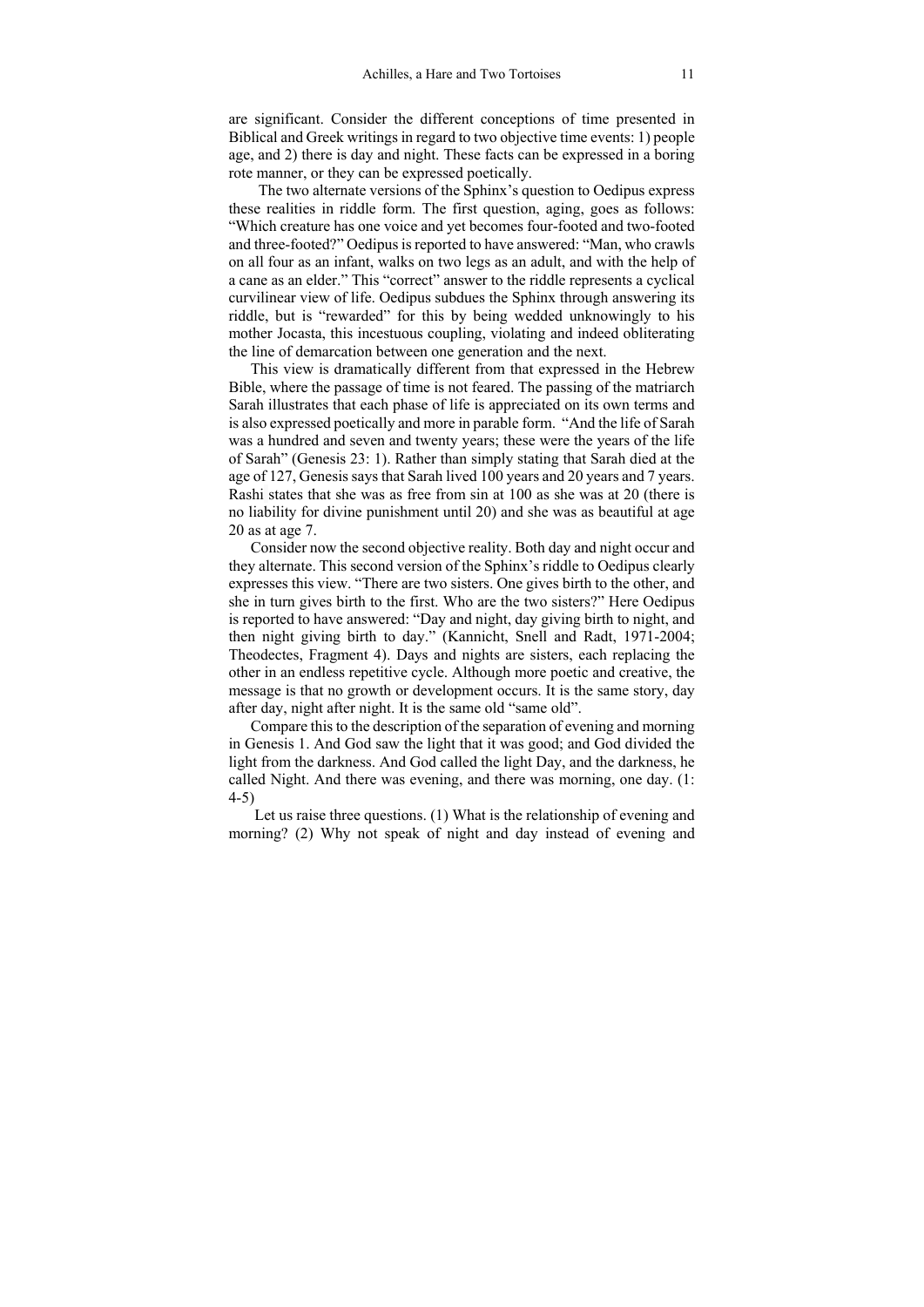are significant. Consider the different conceptions of time presented in Biblical and Greek writings in regard to two objective time events: 1) people age, and 2) there is day and night. These facts can be expressed in a boring rote manner, or they can be expressed poetically.

The two alternate versions of the Sphinx's question to Oedipus express these realities in riddle form. The first question, aging, goes as follows: "Which creature has one voice and yet becomes four-footed and two-footed and three-footed?" Oedipus is reported to have answered: "Man, who crawls on all four as an infant, walks on two legs as an adult, and with the help of a cane as an elder." This "correct" answer to the riddle represents a cyclical curvilinear view of life. Oedipus subdues the Sphinx through answering its riddle, but is "rewarded" for this by being wedded unknowingly to his mother Jocasta, this incestuous coupling, violating and indeed obliterating the line of demarcation between one generation and the next.

This view is dramatically different from that expressed in the Hebrew Bible, where the passage of time is not feared. The passing of the matriarch Sarah illustrates that each phase of life is appreciated on its own terms and is also expressed poetically and more in parable form. "And the life of Sarah was a hundred and seven and twenty years; these were the years of the life of Sarah" (Genesis 23: 1). Rather than simply stating that Sarah died at the age of 127, Genesis says that Sarah lived 100 years and 20 years and 7 years. Rashi states that she was as free from sin at 100 as she was at 20 (there is no liability for divine punishment until 20) and she was as beautiful at age 20 as at age 7.

Consider now the second objective reality. Both day and night occur and they alternate. This second version of the Sphinx's riddle to Oedipus clearly expresses this view. "There are two sisters. One gives birth to the other, and she in turn gives birth to the first. Who are the two sisters?" Here Oedipus is reported to have answered: "Day and night, day giving birth to night, and then night giving birth to day." (Kannicht, Snell and Radt, 1971-2004; Theodectes, Fragment 4). Days and nights are sisters, each replacing the other in an endless repetitive cycle. Although more poetic and creative, the message is that no growth or development occurs. It is the same story, day after day, night after night. It is the same old "same old".

Compare this to the description of the separation of evening and morning in Genesis 1. And God saw the light that it was good; and God divided the light from the darkness. And God called the light Day, and the darkness, he called Night. And there was evening, and there was morning, one day. (1: 4-5)

Let us raise three questions. (1) What is the relationship of evening and morning? (2) Why not speak of night and day instead of evening and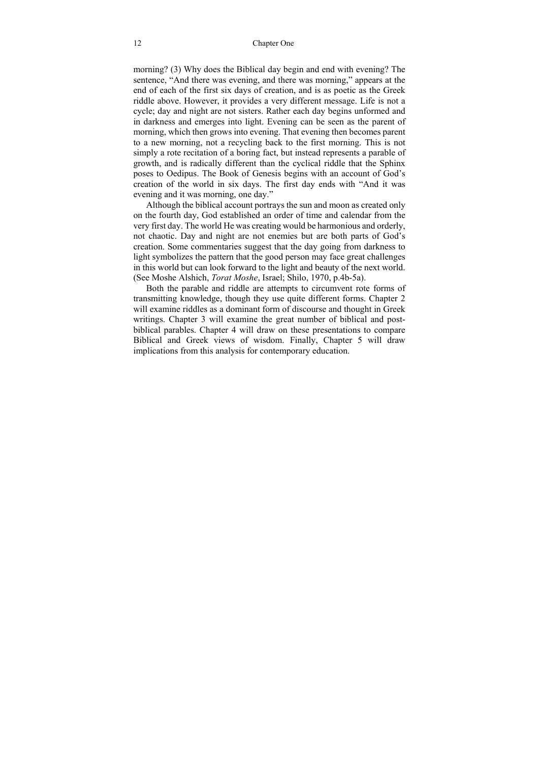morning? (3) Why does the Biblical day begin and end with evening? The sentence, "And there was evening, and there was morning," appears at the end of each of the first six days of creation, and is as poetic as the Greek riddle above. However, it provides a very different message. Life is not a cycle; day and night are not sisters. Rather each day begins unformed and in darkness and emerges into light. Evening can be seen as the parent of morning, which then grows into evening. That evening then becomes parent to a new morning, not a recycling back to the first morning. This is not simply a rote recitation of a boring fact, but instead represents a parable of growth, and is radically different than the cyclical riddle that the Sphinx poses to Oedipus. The Book of Genesis begins with an account of God's creation of the world in six days. The first day ends with "And it was evening and it was morning, one day."

Although the biblical account portrays the sun and moon as created only on the fourth day, God established an order of time and calendar from the very first day. The world He was creating would be harmonious and orderly, not chaotic. Day and night are not enemies but are both parts of God's creation. Some commentaries suggest that the day going from darkness to light symbolizes the pattern that the good person may face great challenges in this world but can look forward to the light and beauty of the next world. (See Moshe Alshich, *Torat Moshe*, Israel; Shilo, 1970, p.4b-5a).

Both the parable and riddle are attempts to circumvent rote forms of transmitting knowledge, though they use quite different forms. Chapter 2 will examine riddles as a dominant form of discourse and thought in Greek writings. Chapter 3 will examine the great number of biblical and post-biblical parables. Chapter 4 will draw on these presentations to compare Biblical and Greek views of wisdom. Finally, Chapter 5 will draw implications from this analysis for contemporary education.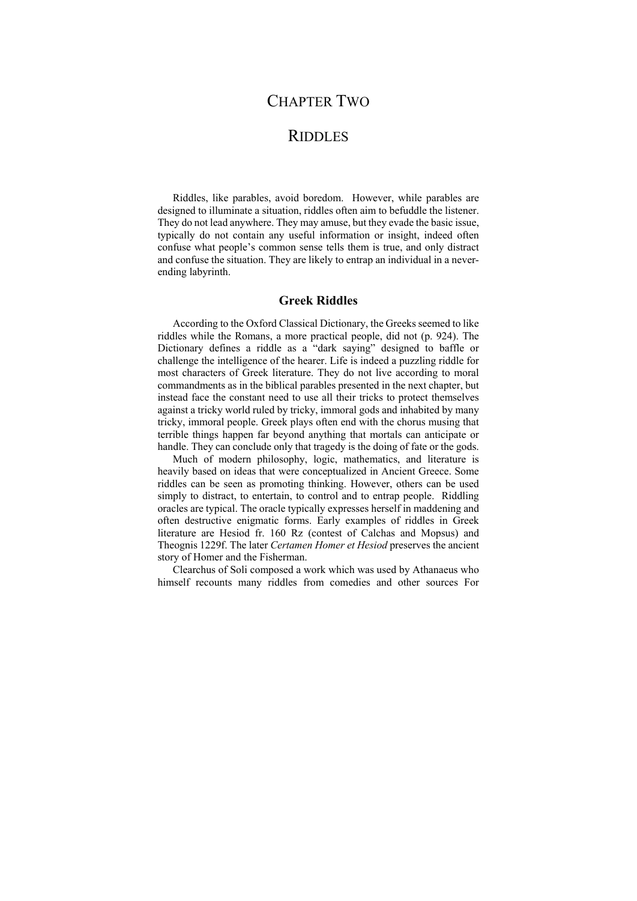# CHAPTER TWO

# RIDDLES

Riddles, like parables, avoid boredom. However, while parables are designed to illuminate a situation, riddles often aim to befuddle the listener. They do not lead anywhere. They may amuse, but they evade the basic issue, typically do not contain any useful information or insight, indeed often confuse what people's common sense tells them is true, and only distract and confuse the situation. They are likely to entrap an individual in a never-ending labyrinth.

## Greek Riddles

According to the Oxford Classical Dictionary, the Greeks seemed to like riddles while the Romans, a more practical people, did not (p. 924). The Dictionary defines a riddle as a "dark saying" designed to baffle or challenge the intelligence of the hearer. Life is indeed a puzzling riddle for most characters of Greek literature. They do not live according to moral commandments as in the biblical parables presented in the next chapter, but instead face the constant need to use all their tricks to protect themselves against a tricky world ruled by tricky, immoral gods and inhabited by many tricky, immoral people. Greek plays often end with the chorus musing that terrible things happen far beyond anything that mortals can anticipate or handle. They can conclude only that tragedy is the doing of fate or the gods.

Much of modern philosophy, logic, mathematics, and literature is heavily based on ideas that were conceptualized in Ancient Greece. Some riddles can be seen as promoting thinking. However, others can be used simply to distract, to entertain, to control and to entrap people. Riddling oracles are typical. The oracle typically expresses herself in maddening and often destructive enigmatic forms. Early examples of riddles in Greek literature are Hesiod fr. 160 Rz (contest of Calchas and Mopsus) and Theognis 1229f. The later *Certamen Homer et Hesiod* preserves the ancient story of Homer and the Fisherman.

Clearchus of Soli composed a work which was used by Athanaeus who himself recounts many riddles from comedies and other sources For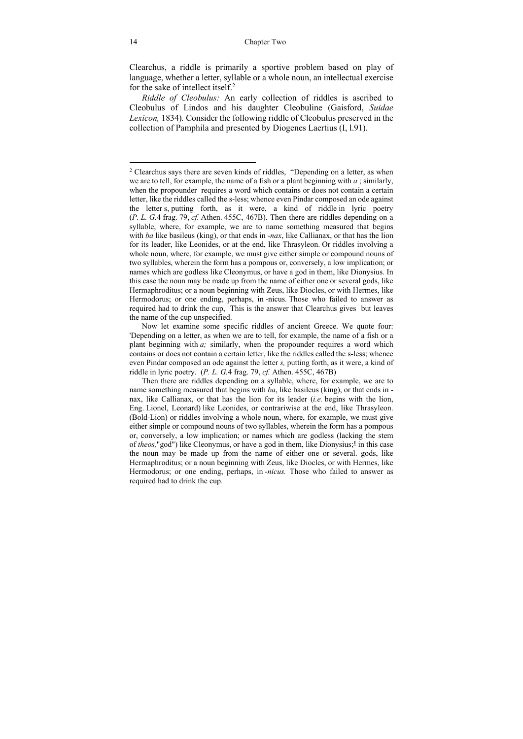Clearchus, a riddle is primarily a sportive problem based on play of language, whether a letter, syllable or a whole noun, an intellectual exercise for the sake of intellect itself.[2]

*Riddle of Cleobulus:* An early collection of riddles is ascribed to Cleobulus of Lindos and his daughter Cleobuline (Gaisford, *Suidae Lexicon,* 1834). Consider the following riddle of Cleobulus preserved in the collection of Pamphila and presented by Diogenes Laertius (I, l.91).

---

[2] Clearchus says there are seven kinds of riddles, "Depending on a letter, as when we are to tell, for example, the name of a fish or a plant beginning with *a* ; similarly, when the propounder requires a word which contains or does not contain a certain letter, like the riddles called the s-less; whence even Pindar composed an ode against the letter s, putting forth, as it were, a kind of riddle in lyric poetry (*P. L. G.*4 frag. 79, *cf.* Athen. 455C, 467B). Then there are riddles depending on a syllable, where, for example, we are to name something measured that begins with *ba* like basileus (king), or that ends in -*nax*, like Callianax, or that has the lion for its leader, like Leonides, or at the end, like Thrasyleon. Or riddles involving a whole noun, where, for example, we must give either simple or compound nouns of two syllables, wherein the form has a pompous or, conversely, a low implication; or names which are godless like Cleonymus, or have a god in them, like Dionysius. In this case the noun may be made up from the name of either one or several gods, like Hermaphroditus; or a noun beginning with Zeus, like Diocles, or with Hermes, like Hermodorus; or one ending, perhaps, in -nicus. Those who failed to answer as required had to drink the cup, This is the answer that Clearchus gives but leaves the name of the cup unspecified.

Now let examine some specific riddles of ancient Greece. We quote four: 'Depending on a letter, as when we are to tell, for example, the name of a fish or a plant beginning with *a;* similarly, when the propounder requires a word which contains or does not contain a certain letter, like the riddles called the s-less; whence even Pindar composed an ode against the letter *s,* putting forth, as it were, a kind of riddle in lyric poetry. (*P. L. G.*4 frag. 79, *cf.* Athen. 455C, 467B)

Then there are riddles depending on a syllable, where, for example, we are to name something measured that begins with *ba*, like basileus (king), or that ends in -nax, like Callianax, or that has the lion for its leader (*i.e.* begins with the lion, Eng. Lionel, Leonard) like Leonides, or contrariwise at the end, like Thrasyleon. (Bold-Lion) or riddles involving a whole noun, where, for example, we must give either simple or compound nouns of two syllables, wherein the form has a pompous or, conversely, a low implication; or names which are godless (lacking the stem of *theos,*"god") like Cleonymus, or have a god in them, like Dionysius;[1] in this case the noun may be made up from the name of either one or several. gods, like Hermaphroditus; or a noun beginning with Zeus, like Diocles, or with Hermes, like Hermodorus; or one ending, perhaps, in -*nicus.* Those who failed to answer as required had to drink the cup.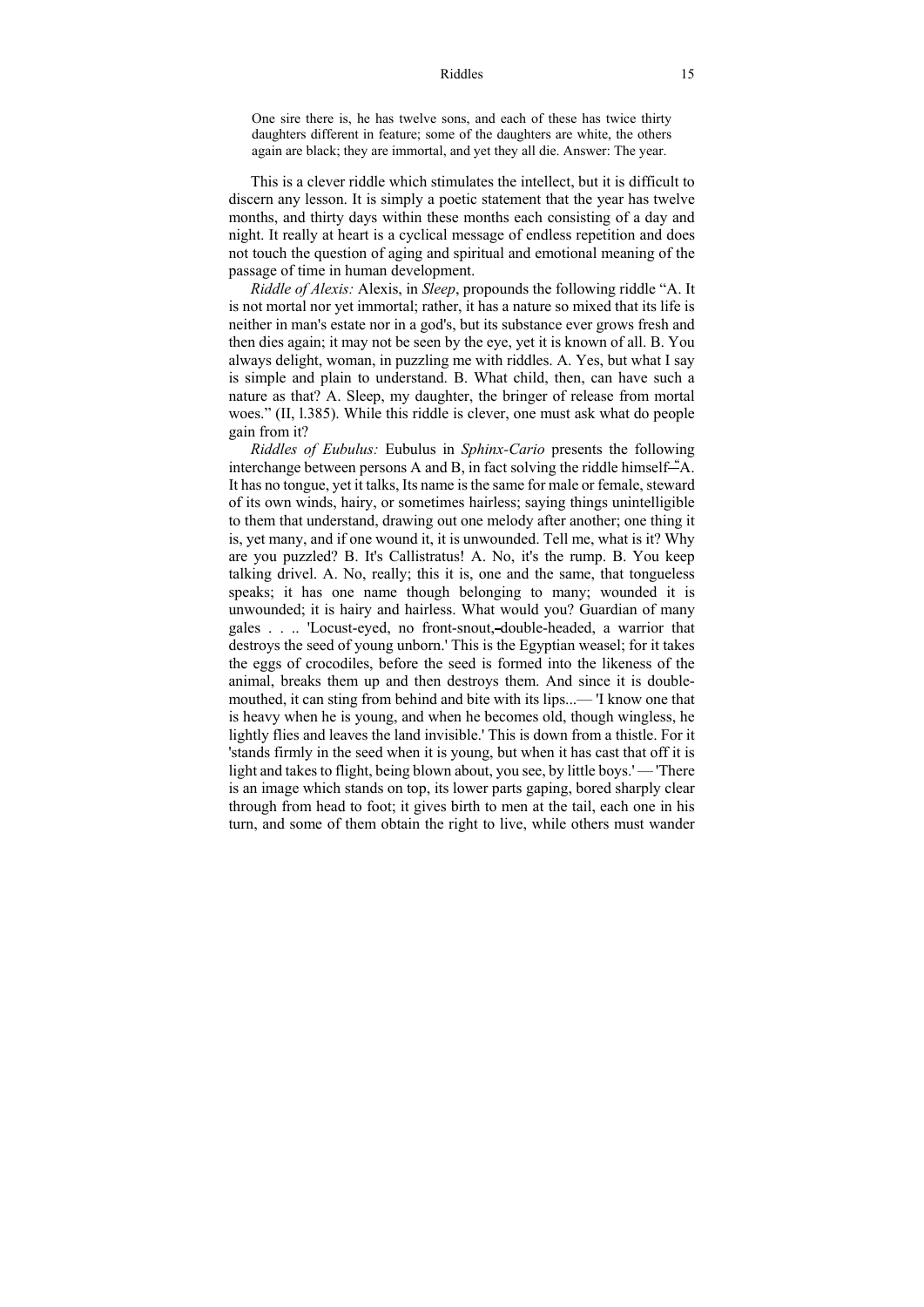> One sire there is, he has twelve sons, and each of these has twice thirty daughters different in feature; some of the daughters are white, the others again are black; they are immortal, and yet they all die. Answer: The year.

This is a clever riddle which stimulates the intellect, but it is difficult to discern any lesson. It is simply a poetic statement that the year has twelve months, and thirty days within these months each consisting of a day and night. It really at heart is a cyclical message of endless repetition and does not touch the question of aging and spiritual and emotional meaning of the passage of time in human development.

*Riddle of Alexis:* Alexis, in *Sleep*, propounds the following riddle "A. It is not mortal nor yet immortal; rather, it has a nature so mixed that its life is neither in man's estate nor in a god's, but its substance ever grows fresh and then dies again; it may not be seen by the eye, yet it is known of all. B. You always delight, woman, in puzzling me with riddles. A. Yes, but what I say is simple and plain to understand. B. What child, then, can have such a nature as that? A. Sleep, my daughter, the bringer of release from mortal woes." (II, l.385). While this riddle is clever, one must ask what do people gain from it?

*Riddles of Eubulus:* Eubulus in *Sphinx-Cario* presents the following interchange between persons A and B, in fact solving the riddle himself—"A. It has no tongue, yet it talks, Its name is the same for male or female, steward of its own winds, hairy, or sometimes hairless; saying things unintelligible to them that understand, drawing out one melody after another; one thing it is, yet many, and if one wound it, it is unwounded. Tell me, what is it? Why are you puzzled? B. It's Callistratus! A. No, it's the rump. B. You keep talking drivel. A. No, really; this it is, one and the same, that tongueless speaks; it has one name though belonging to many; wounded it is unwounded; it is hairy and hairless. What would you? Guardian of many gales . . .. 'Locust-eyed, no front-snout,–double-headed, a warrior that destroys the seed of young unborn.' This is the Egyptian weasel; for it takes the eggs of crocodiles, before the seed is formed into the likeness of the animal, breaks them up and then destroys them. And since it is double-mouthed, it can sting from behind and bite with its lips...— 'I know one that is heavy when he is young, and when he becomes old, though wingless, he lightly flies and leaves the land invisible.' This is down from a thistle. For it 'stands firmly in the seed when it is young, but when it has cast that off it is light and takes to flight, being blown about, you see, by little boys.' — 'There is an image which stands on top, its lower parts gaping, bored sharply clear through from head to foot; it gives birth to men at the tail, each one in his turn, and some of them obtain the right to live, while others must wander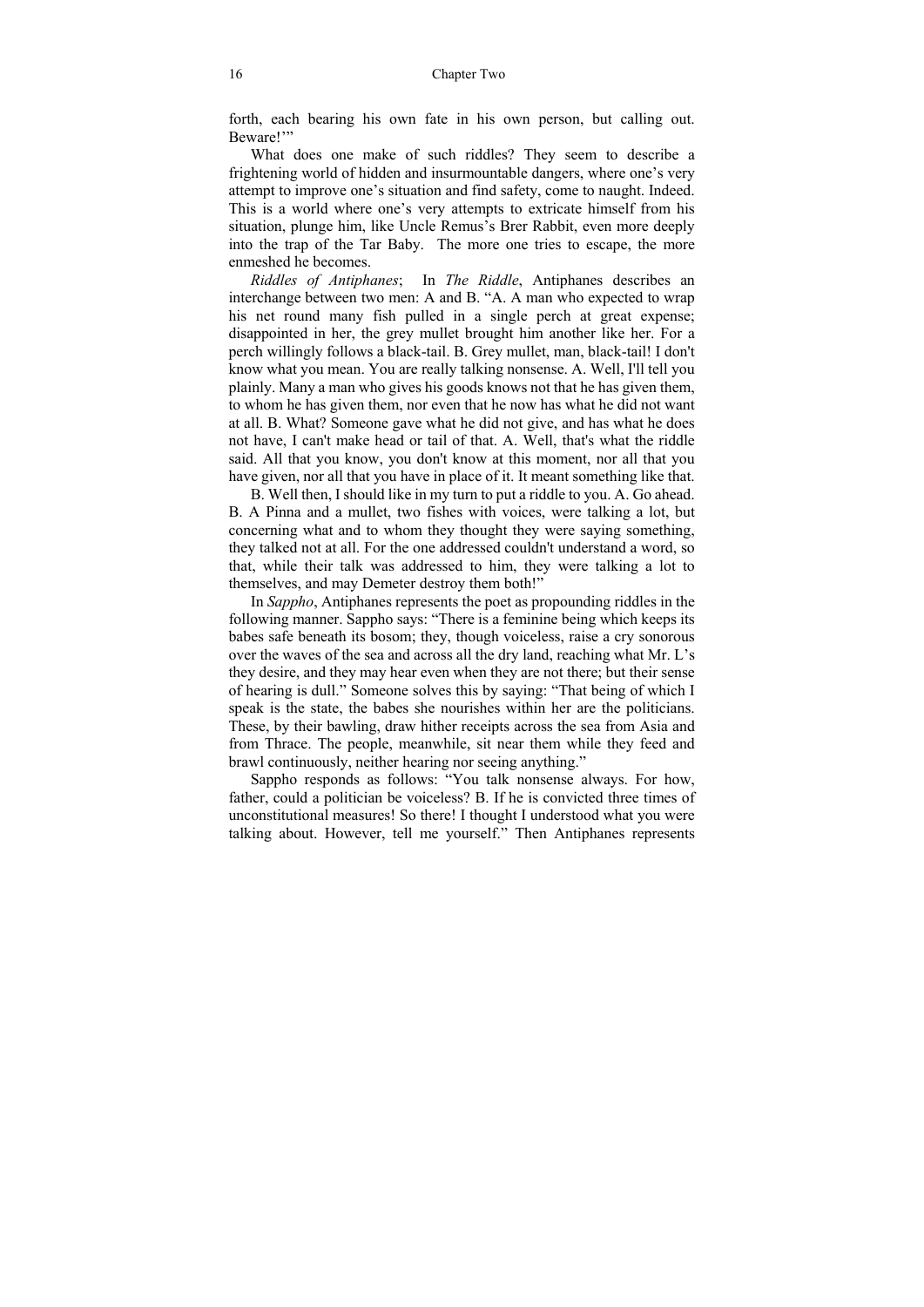forth, each bearing his own fate in his own person, but calling out. Beware!'"

What does one make of such riddles? They seem to describe a frightening world of hidden and insurmountable dangers, where one's very attempt to improve one's situation and find safety, come to naught. Indeed. This is a world where one's very attempts to extricate himself from his situation, plunge him, like Uncle Remus's Brer Rabbit, even more deeply into the trap of the Tar Baby. The more one tries to escape, the more enmeshed he becomes.

*Riddles of Antiphanes*; In *The Riddle*, Antiphanes describes an interchange between two men: A and B. "A. A man who expected to wrap his net round many fish pulled in a single perch at great expense; disappointed in her, the grey mullet brought him another like her. For a perch willingly follows a black-tail. B. Grey mullet, man, black-tail! I don't know what you mean. You are really talking nonsense. A. Well, I'll tell you plainly. Many a man who gives his goods knows not that he has given them, to whom he has given them, nor even that he now has what he did not want at all. B. What? Someone gave what he did not give, and has what he does not have, I can't make head or tail of that. A. Well, that's what the riddle said. All that you know, you don't know at this moment, nor all that you have given, nor all that you have in place of it. It meant something like that.

B. Well then, I should like in my turn to put a riddle to you. A. Go ahead. B. A Pinna and a mullet, two fishes with voices, were talking a lot, but concerning what and to whom they thought they were saying something, they talked not at all. For the one addressed couldn't understand a word, so that, while their talk was addressed to him, they were talking a lot to themselves, and may Demeter destroy them both!"

In *Sappho*, Antiphanes represents the poet as propounding riddles in the following manner. Sappho says: "There is a feminine being which keeps its babes safe beneath its bosom; they, though voiceless, raise a cry sonorous over the waves of the sea and across all the dry land, reaching what Mr. L's they desire, and they may hear even when they are not there; but their sense of hearing is dull." Someone solves this by saying: "That being of which I speak is the state, the babes she nourishes within her are the politicians. These, by their bawling, draw hither receipts across the sea from Asia and from Thrace. The people, meanwhile, sit near them while they feed and brawl continuously, neither hearing nor seeing anything."

Sappho responds as follows: "You talk nonsense always. For how, father, could a politician be voiceless? B. If he is convicted three times of unconstitutional measures! So there! I thought I understood what you were talking about. However, tell me yourself." Then Antiphanes represents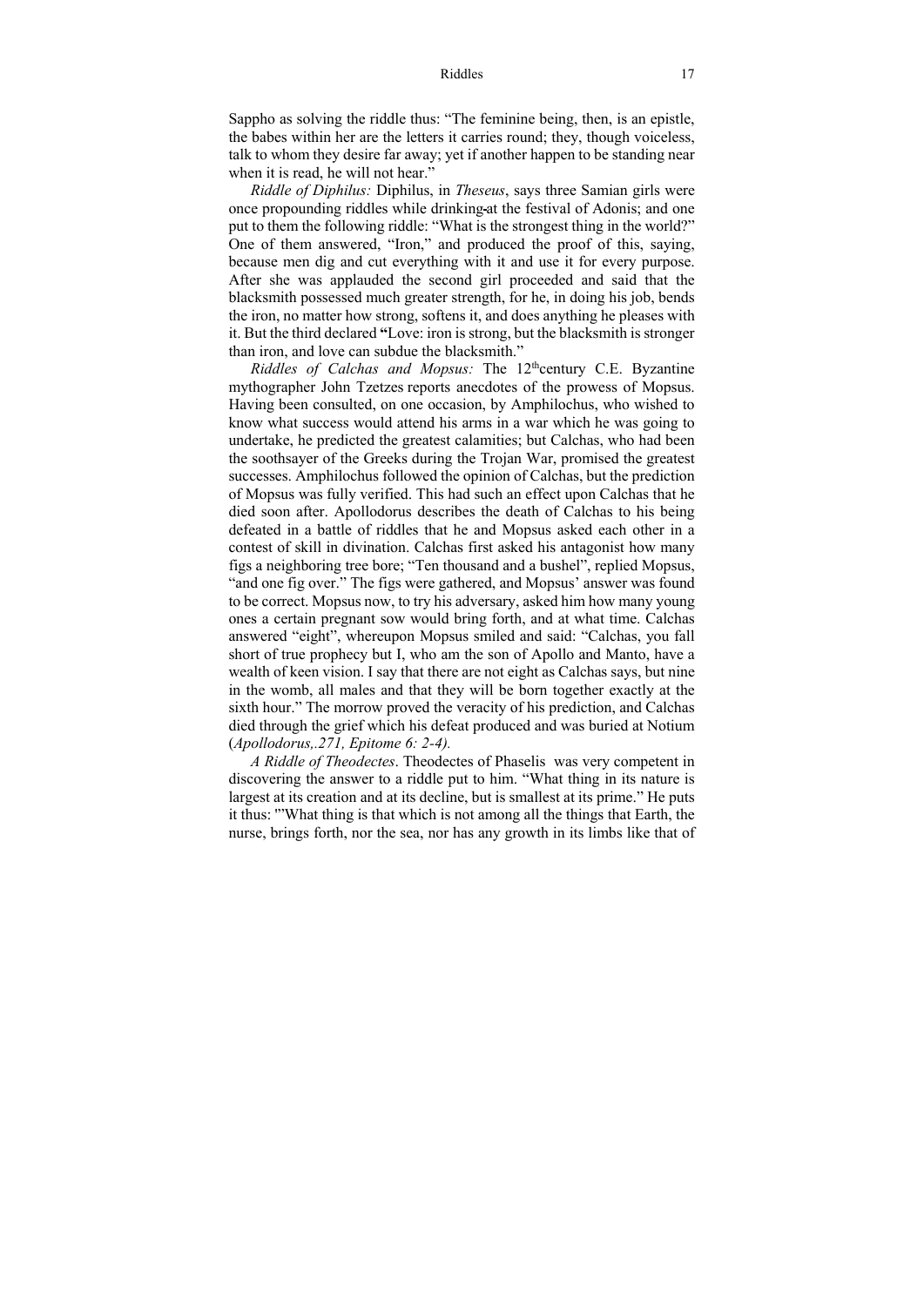Sappho as solving the riddle thus: "The feminine being, then, is an epistle, the babes within her are the letters it carries round; they, though voiceless, talk to whom they desire far away; yet if another happen to be standing near when it is read, he will not hear."

*Riddle of Diphilus:* Diphilus, in *Theseus*, says three Samian girls were once propounding riddles while drinking at the festival of Adonis; and one put to them the following riddle: "What is the strongest thing in the world?" One of them answered, "Iron," and produced the proof of this, saying, because men dig and cut everything with it and use it for every purpose. After she was applauded the second girl proceeded and said that the blacksmith possessed much greater strength, for he, in doing his job, bends the iron, no matter how strong, softens it, and does anything he pleases with it. But the third declared **"**Love: iron is strong, but the blacksmith is stronger than iron, and love can subdue the blacksmith."

*Riddles of Calchas and Mopsus:* The 12th century C.E. Byzantine mythographer John Tzetzes reports anecdotes of the prowess of Mopsus. Having been consulted, on one occasion, by Amphilochus, who wished to know what success would attend his arms in a war which he was going to undertake, he predicted the greatest calamities; but Calchas, who had been the soothsayer of the Greeks during the Trojan War, promised the greatest successes. Amphilochus followed the opinion of Calchas, but the prediction of Mopsus was fully verified. This had such an effect upon Calchas that he died soon after. Apollodorus describes the death of Calchas to his being defeated in a battle of riddles that he and Mopsus asked each other in a contest of skill in divination. Calchas first asked his antagonist how many figs a neighboring tree bore; "Ten thousand and a bushel", replied Mopsus, "and one fig over." The figs were gathered, and Mopsus' answer was found to be correct. Mopsus now, to try his adversary, asked him how many young ones a certain pregnant sow would bring forth, and at what time. Calchas answered "eight", whereupon Mopsus smiled and said: "Calchas, you fall short of true prophecy but I, who am the son of Apollo and Manto, have a wealth of keen vision. I say that there are not eight as Calchas says, but nine in the womb, all males and that they will be born together exactly at the sixth hour." The morrow proved the veracity of his prediction, and Calchas died through the grief which his defeat produced and was buried at Notium (*Apollodorus,.271, Epitome 6: 2-4).*

*A Riddle of Theodectes*. Theodectes of Phaselis was very competent in discovering the answer to a riddle put to him. "What thing in its nature is largest at its creation and at its decline, but is smallest at its prime." He puts it thus: '"What thing is that which is not among all the things that Earth, the nurse, brings forth, nor the sea, nor has any growth in its limbs like that of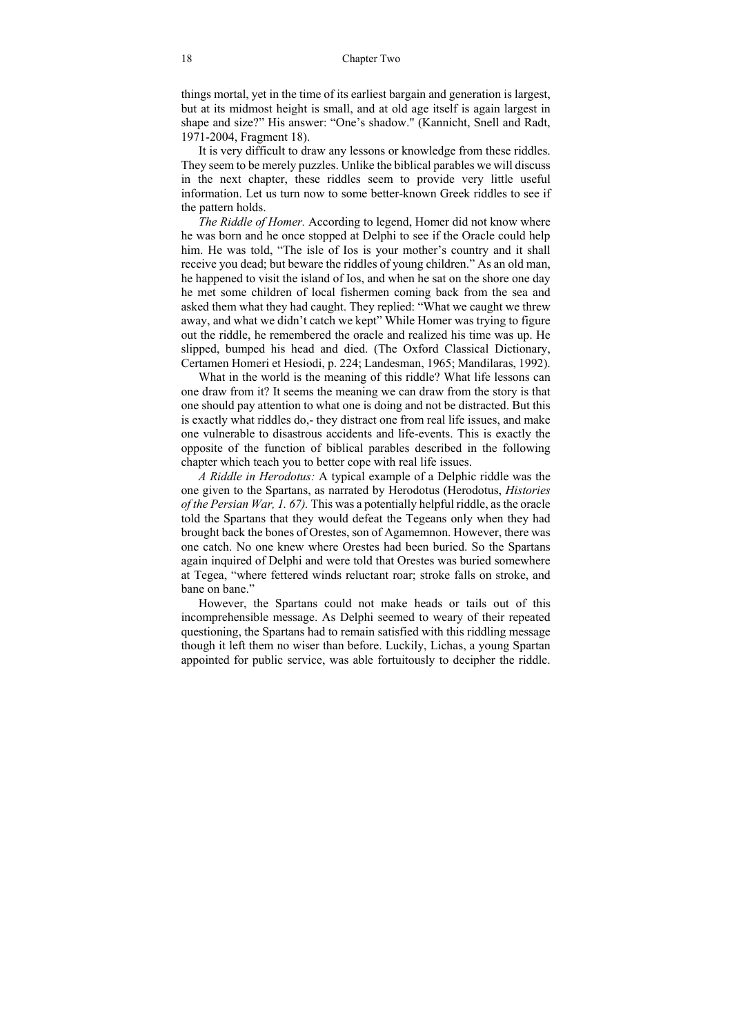things mortal, yet in the time of its earliest bargain and generation is largest, but at its midmost height is small, and at old age itself is again largest in shape and size?" His answer: "One's shadow." (Kannicht, Snell and Radt, 1971-2004, Fragment 18).

It is very difficult to draw any lessons or knowledge from these riddles. They seem to be merely puzzles. Unlike the biblical parables we will discuss in the next chapter, these riddles seem to provide very little useful information. Let us turn now to some better-known Greek riddles to see if the pattern holds.

*The Riddle of Homer.* According to legend, Homer did not know where he was born and he once stopped at Delphi to see if the Oracle could help him. He was told, "The isle of Ios is your mother's country and it shall receive you dead; but beware the riddles of young children." As an old man, he happened to visit the island of Ios, and when he sat on the shore one day he met some children of local fishermen coming back from the sea and asked them what they had caught. They replied: "What we caught we threw away, and what we didn't catch we kept" While Homer was trying to figure out the riddle, he remembered the oracle and realized his time was up. He slipped, bumped his head and died. (The Oxford Classical Dictionary, Certamen Homeri et Hesiodi, p. 224; Landesman, 1965; Mandilaras, 1992).

What in the world is the meaning of this riddle? What life lessons can one draw from it? It seems the meaning we can draw from the story is that one should pay attention to what one is doing and not be distracted. But this is exactly what riddles do,- they distract one from real life issues, and make one vulnerable to disastrous accidents and life-events. This is exactly the opposite of the function of biblical parables described in the following chapter which teach you to better cope with real life issues.

*A Riddle in Herodotus:* A typical example of a Delphic riddle was the one given to the Spartans, as narrated by Herodotus (Herodotus, *Histories of the Persian War, 1. 67).* This was a potentially helpful riddle, as the oracle told the Spartans that they would defeat the Tegeans only when they had brought back the bones of Orestes, son of Agamemnon. However, there was one catch. No one knew where Orestes had been buried. So the Spartans again inquired of Delphi and were told that Orestes was buried somewhere at Tegea, "where fettered winds reluctant roar; stroke falls on stroke, and bane on bane."

However, the Spartans could not make heads or tails out of this incomprehensible message. As Delphi seemed to weary of their repeated questioning, the Spartans had to remain satisfied with this riddling message though it left them no wiser than before. Luckily, Lichas, a young Spartan appointed for public service, was able fortuitously to decipher the riddle.